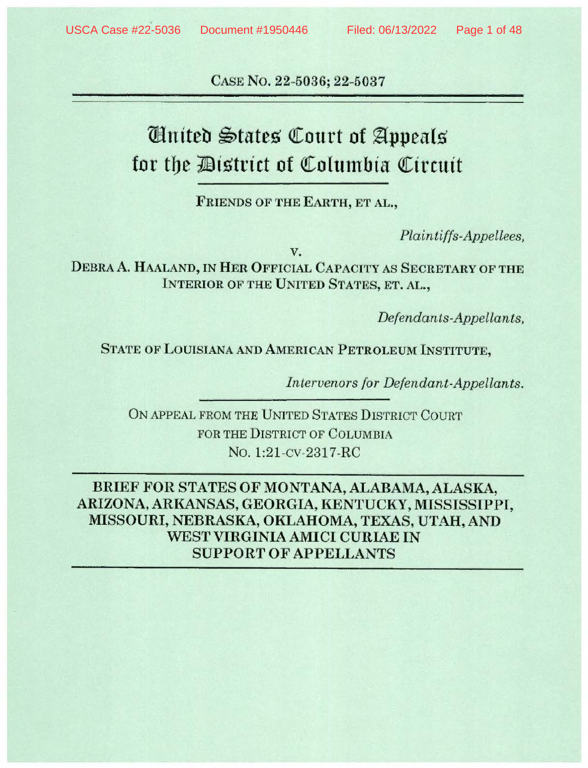CASE NO. 22-5036; 22-5037

# United States Court of Appeals for the District of Columbia Circuit

**FRIENDS OF THE EARTH, ET AL.,**

*Plaintiffs-Appellees,*

v.

**DEBRA A. HAALAND, IN HER OFFICIAL CAPACITY AS SECRETARY OF THE INTERIOR OF THE UNITED STATES, ET. AL.,**

*Defendants-Appellants,*

**STATE OF LOUISIANA AND AMERICAN PETROLEUM INSTITUTE,**

*Intervenors for Defendant-Appellants.*

ON APPEAL FROM THE UNITED STATES DISTRICT COURT FOR THE DISTRICT OF COLUMBIA
NO. 1:21-CV-2317-RC

**BRIEF FOR STATES OF MONTANA, ALABAMA, ALASKA, ARIZONA, ARKANSAS, GEORGIA, KENTUCKY, MISSISSIPPI, MISSOURI, NEBRASKA, OKLAHOMA, TEXAS, UTAH, AND WEST VIRGINIA AMICI CURIAE IN SUPPORT OF APPELLANTS**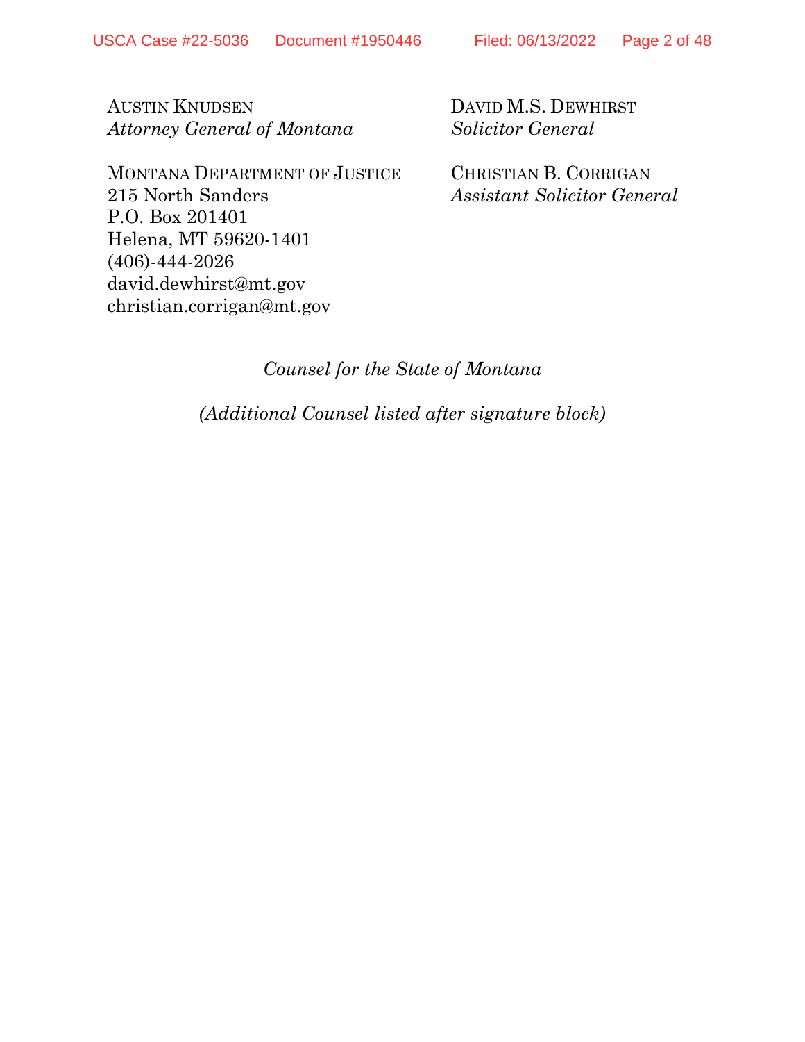AUSTIN KNUDSEN
*Attorney General of Montana*

MONTANA DEPARTMENT OF JUSTICE
215 North Sanders
P.O. Box 201401
Helena, MT 59620-1401
(406)-444-2026
david.dewhirst@mt.gov
christian.corrigan@mt.gov

DAVID M.S. DEWHIRST
*Solicitor General*

CHRISTIAN B. CORRIGAN
*Assistant Solicitor General*

*Counsel for the State of Montana*

*(Additional Counsel listed after signature block)*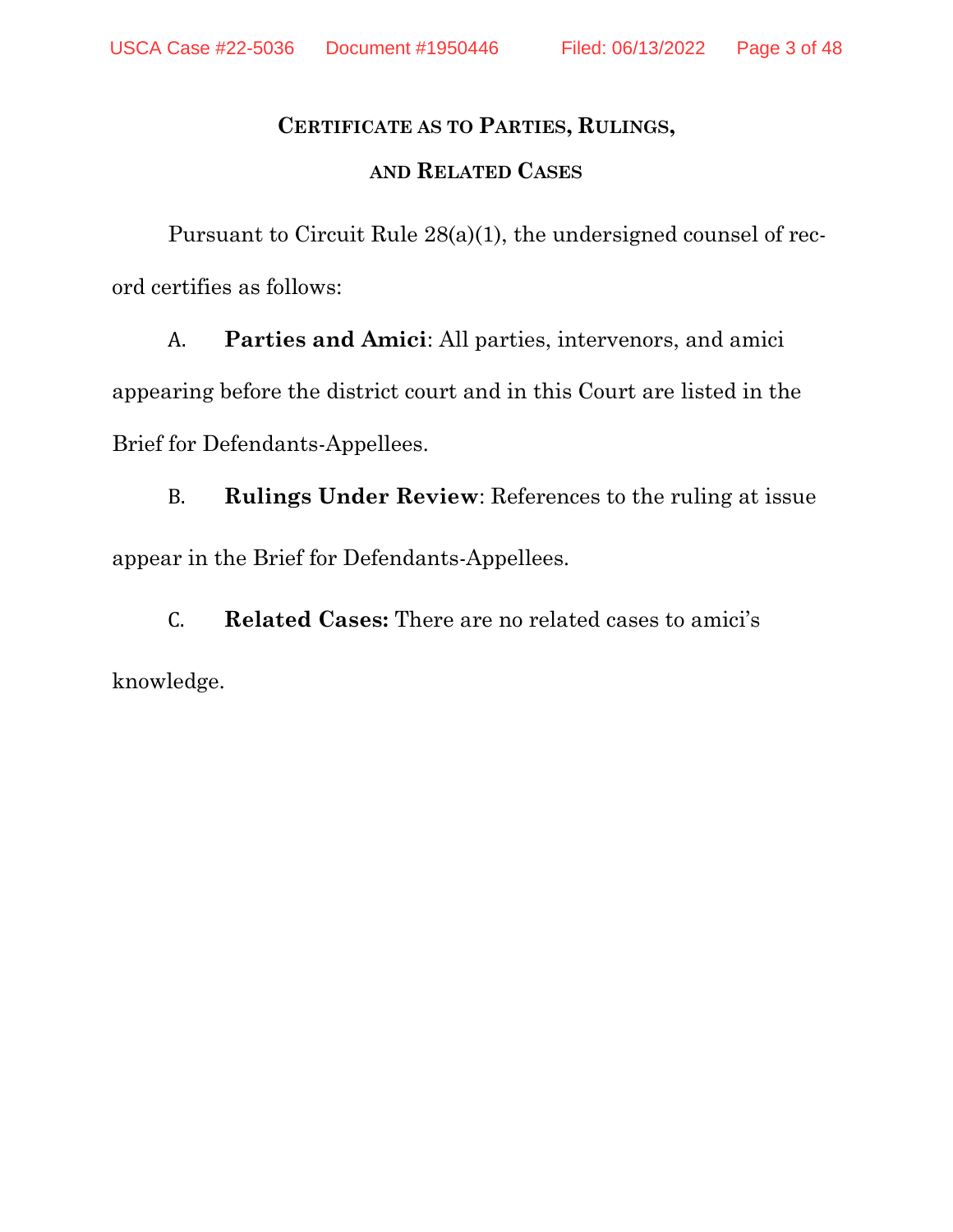# Certificate as to Parties, Rulings, and Related Cases

Pursuant to Circuit Rule 28(a)(1), the undersigned counsel of record certifies as follows:

A. **Parties and Amici**: All parties, intervenors, and amici appearing before the district court and in this Court are listed in the Brief for Defendants-Appellees.

B. **Rulings Under Review**: References to the ruling at issue appear in the Brief for Defendants-Appellees.

C. **Related Cases:** There are no related cases to amici's knowledge.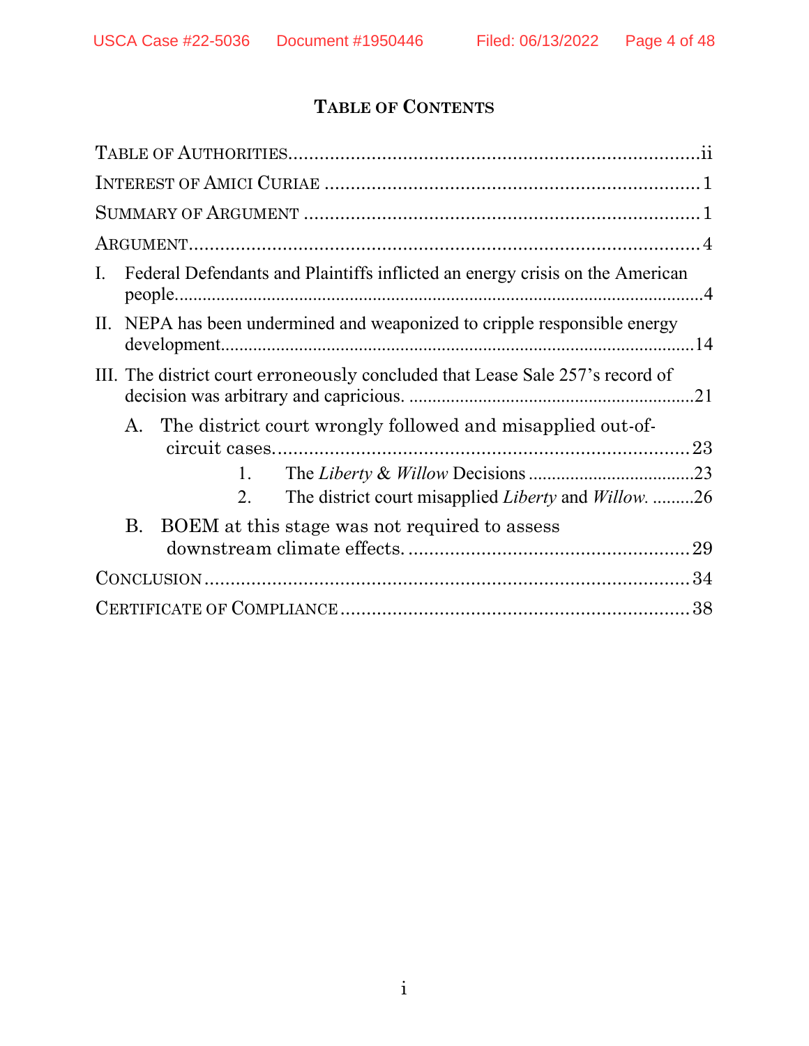# TABLE OF CONTENTS

| | |
|---|---|
| TABLE OF AUTHORITIES | ii |
| INTEREST OF AMICI CURIAE | 1 |
| SUMMARY OF ARGUMENT | 1 |
| ARGUMENT | 4 |
| I. Federal Defendants and Plaintiffs inflicted an energy crisis on the American people. | 4 |
| II. NEPA has been undermined and weaponized to cripple responsible energy development | 14 |
| III. The district court erroneously concluded that Lease Sale 257's record of decision was arbitrary and capricious. | 21 |
| A. The district court wrongly followed and misapplied out-of-circuit cases. | 23 |
| 1. The *Liberty* & *Willow* Decisions | 23 |
| 2. The district court misapplied *Liberty* and *Willow*. | 26 |
| B. BOEM at this stage was not required to assess downstream climate effects. | 29 |
| CONCLUSION | 34 |
| CERTIFICATE OF COMPLIANCE | 38 |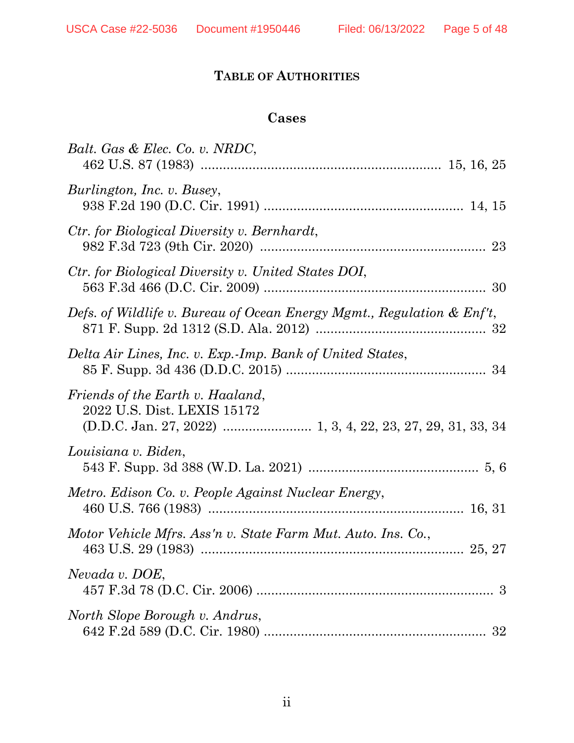## TABLE OF AUTHORITIES

### Cases

*Balt. Gas & Elec. Co. v. NRDC*,
462 U.S. 87 (1983) ................................................................ 15, 16, 25

*Burlington, Inc. v. Busey*,
938 F.2d 190 (D.C. Cir. 1991) ..................................................... 14, 15

*Ctr. for Biological Diversity v. Bernhardt*,
982 F.3d 723 (9th Cir. 2020) ............................................................ 23

*Ctr. for Biological Diversity v. United States DOI*,
563 F.3d 466 (D.C. Cir. 2009) ........................................................... 30

*Defs. of Wildlife v. Bureau of Ocean Energy Mgmt., Regulation & Enf't*,
871 F. Supp. 2d 1312 (S.D. Ala. 2012) .............................................. 32

*Delta Air Lines, Inc. v. Exp.-Imp. Bank of United States*,
85 F. Supp. 3d 436 (D.D.C. 2015) ...................................................... 34

*Friends of the Earth v. Haaland*,
2022 U.S. Dist. LEXIS 15172
(D.D.C. Jan. 27, 2022) ....................... 1, 3, 4, 22, 23, 27, 29, 31, 33, 34

*Louisiana v. Biden*,
543 F. Supp. 3d 388 (W.D. La. 2021) .............................................. 5, 6

*Metro. Edison Co. v. People Against Nuclear Energy*,
460 U.S. 766 (1983) .................................................................... 16, 31

*Motor Vehicle Mfrs. Ass'n v. State Farm Mut. Auto. Ins. Co.*,
463 U.S. 29 (1983) ...................................................................... 25, 27

*Nevada v. DOE*,
457 F.3d 78 (D.C. Cir. 2006) ............................................................... 3

*North Slope Borough v. Andrus*,
642 F.2d 589 (D.C. Cir. 1980) ........................................................... 32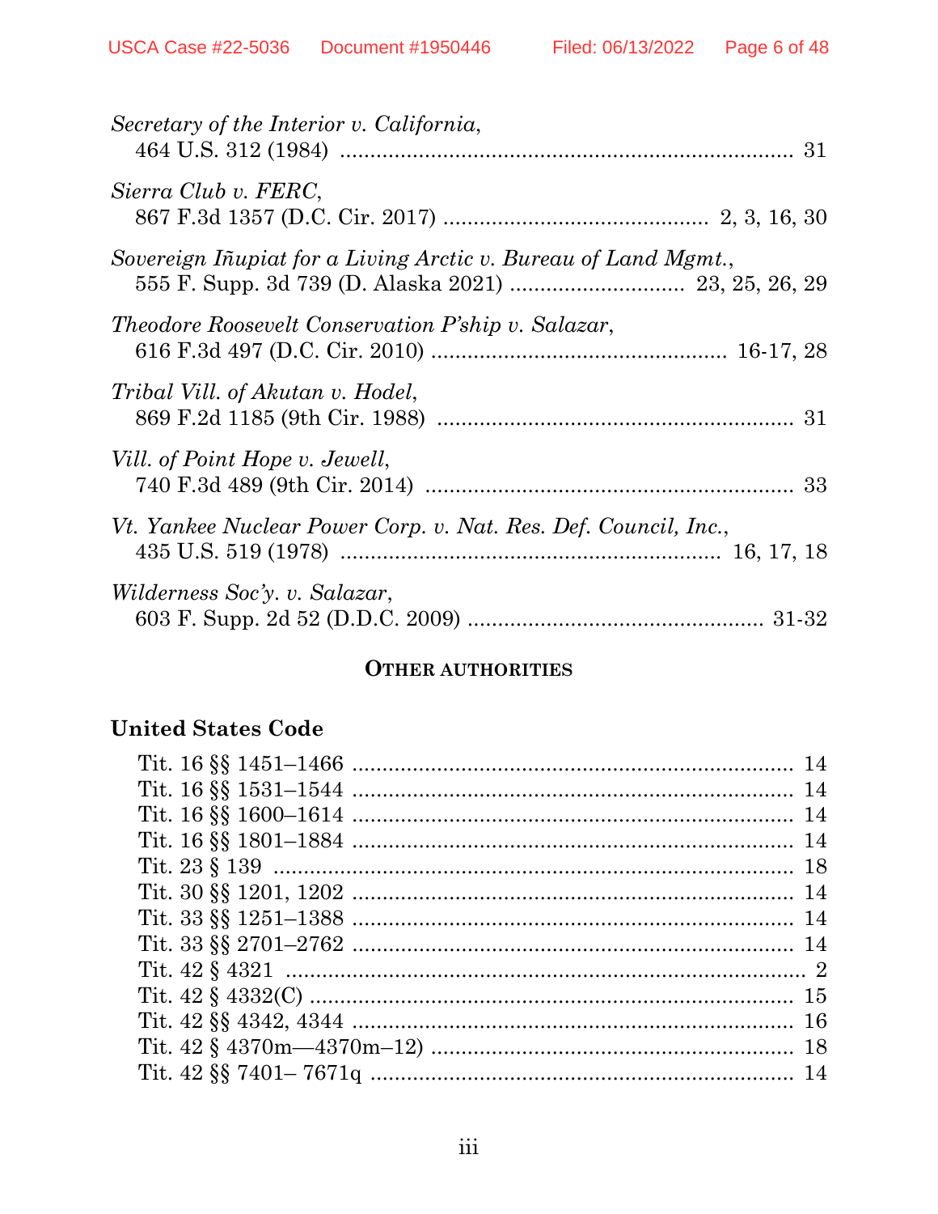*Secretary of the Interior v. California*,
464 U.S. 312 (1984) ........................................................................ 31

*Sierra Club v. FERC*,
867 F.3d 1357 (D.C. Cir. 2017) .......................................... 2, 3, 16, 30

*Sovereign Iñupiat for a Living Arctic v. Bureau of Land Mgmt.*,
555 F. Supp. 3d 739 (D. Alaska 2021) ........................... 23, 25, 26, 29

*Theodore Roosevelt Conservation P'ship v. Salazar*,
616 F.3d 497 (D.C. Cir. 2010) ............................................... 16-17, 28

*Tribal Vill. of Akutan v. Hodel*,
869 F.2d 1185 (9th Cir. 1988) ........................................................ 31

*Vill. of Point Hope v. Jewell*,
740 F.3d 489 (9th Cir. 2014) .......................................................... 33

*Vt. Yankee Nuclear Power Corp. v. Nat. Res. Def. Council, Inc.*,
435 U.S. 519 (1978) ............................................................ 16, 17, 18

*Wilderness Soc'y. v. Salazar*,
603 F. Supp. 2d 52 (D.D.C. 2009) ................................................ 31-32

## OTHER AUTHORITIES

### United States Code

Tit. 16 §§ 1451–1466 ........................................................................ 14
Tit. 16 §§ 1531–1544 ........................................................................ 14
Tit. 16 §§ 1600–1614 ........................................................................ 14
Tit. 16 §§ 1801–1884 ........................................................................ 14
Tit. 23 § 139 ...................................................................................... 18
Tit. 30 §§ 1201, 1202 ........................................................................ 14
Tit. 33 §§ 1251–1388 ........................................................................ 14
Tit. 33 §§ 2701–2762 ........................................................................ 14
Tit. 42 § 4321 ...................................................................................... 2
Tit. 42 § 4332(C) ............................................................................... 15
Tit. 42 §§ 4342, 4344 ........................................................................ 16
Tit. 42 § 4370m—4370m–12) ........................................................... 18
Tit. 42 §§ 7401– 7671q ..................................................................... 14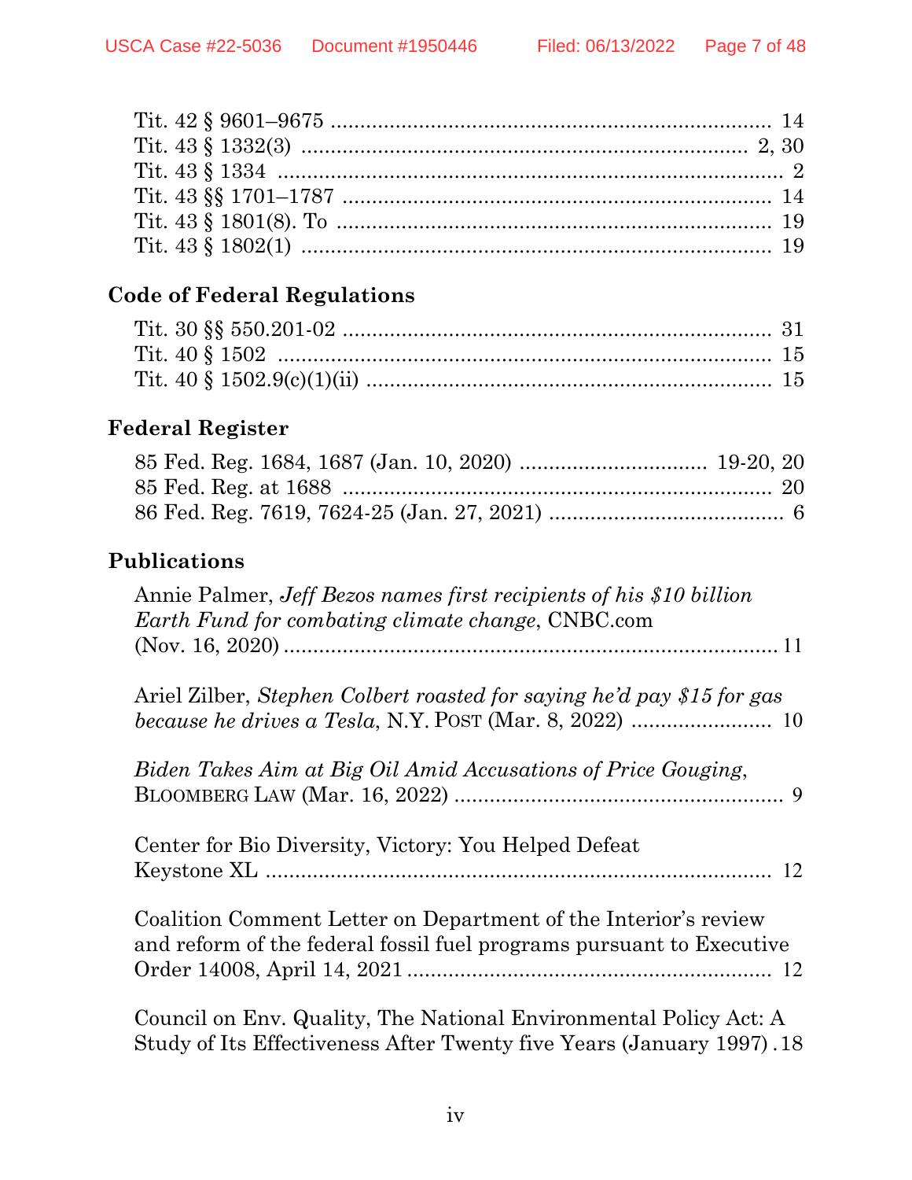Tit. 42 § 9601–9675 ........................................................................ 14
Tit. 43 § 1332(3) ........................................................................ 2, 30
Tit. 43 § 1334 ........................................................................ 2
Tit. 43 §§ 1701–1787 ........................................................................ 14
Tit. 43 § 1801(8). To ........................................................................ 19
Tit. 43 § 1802(1) ........................................................................ 19

## Code of Federal Regulations

Tit. 30 §§ 550.201-02 ........................................................................ 31
Tit. 40 § 1502 ........................................................................ 15
Tit. 40 § 1502.9(c)(1)(ii) ........................................................................ 15

## Federal Register

85 Fed. Reg. 1684, 1687 (Jan. 10, 2020) ................................ 19-20, 20
85 Fed. Reg. at 1688 ........................................................................ 20
86 Fed. Reg. 7619, 7624-25 (Jan. 27, 2021) ........................................ 6

## Publications

Annie Palmer, *Jeff Bezos names first recipients of his $10 billion Earth Fund for combating climate change*, CNBC.com (Nov. 16, 2020) ........................................................................ 11

Ariel Zilber, *Stephen Colbert roasted for saying he'd pay $15 for gas because he drives a Tesla*, N.Y. POST (Mar. 8, 2022) ........................ 10

*Biden Takes Aim at Big Oil Amid Accusations of Price Gouging*, BLOOMBERG LAW (Mar. 16, 2022) ........................................................ 9

Center for Bio Diversity, Victory: You Helped Defeat Keystone XL ........................................................................ 12

Coalition Comment Letter on Department of the Interior's review and reform of the federal fossil fuel programs pursuant to Executive Order 14008, April 14, 2021 ........................................................ 12

Council on Env. Quality, The National Environmental Policy Act: A Study of Its Effectiveness After Twenty five Years (January 1997) . 18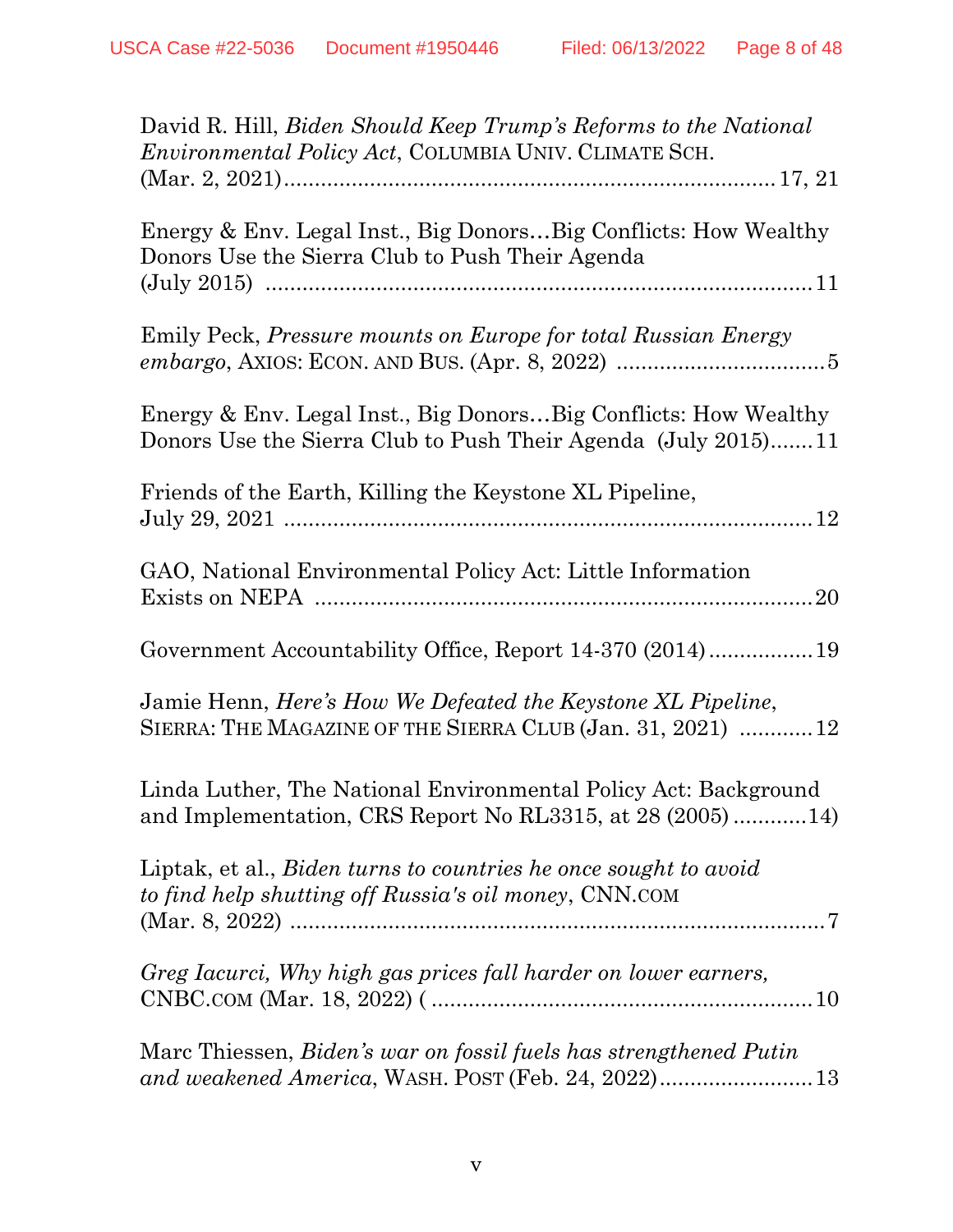David R. Hill, *Biden Should Keep Trump's Reforms to the National Environmental Policy Act*, COLUMBIA UNIV. CLIMATE SCH. (Mar. 2, 2021).................................................................................17, 21

Energy & Env. Legal Inst., Big Donors…Big Conflicts: How Wealthy Donors Use the Sierra Club to Push Their Agenda (July 2015) .........................................................................................11

Emily Peck, *Pressure mounts on Europe for total Russian Energy embargo*, AXIOS: ECON. AND BUS. (Apr. 8, 2022) ..................................5

Energy & Env. Legal Inst., Big Donors…Big Conflicts: How Wealthy Donors Use the Sierra Club to Push Their Agenda (July 2015).......11

Friends of the Earth, Killing the Keystone XL Pipeline, July 29, 2021 ......................................................................................12

GAO, National Environmental Policy Act: Little Information Exists on NEPA ..................................................................................20

Government Accountability Office, Report 14-370 (2014)..................19

Jamie Henn, *Here's How We Defeated the Keystone XL Pipeline*, SIERRA: THE MAGAZINE OF THE SIERRA CLUB (Jan. 31, 2021) ............12

Linda Luther, The National Environmental Policy Act: Background and Implementation, CRS Report No RL3315, at 28 (2005) ............14)

Liptak, et al., *Biden turns to countries he once sought to avoid to find help shutting off Russia's oil money*, CNN.COM (Mar. 8, 2022) ........................................................................................7

*Greg Iacurci, Why high gas prices fall harder on lower earners,* CNBC.COM (Mar. 18, 2022) ( ..............................................................10

Marc Thiessen, *Biden's war on fossil fuels has strengthened Putin and weakened America*, WASH. POST (Feb. 24, 2022).........................13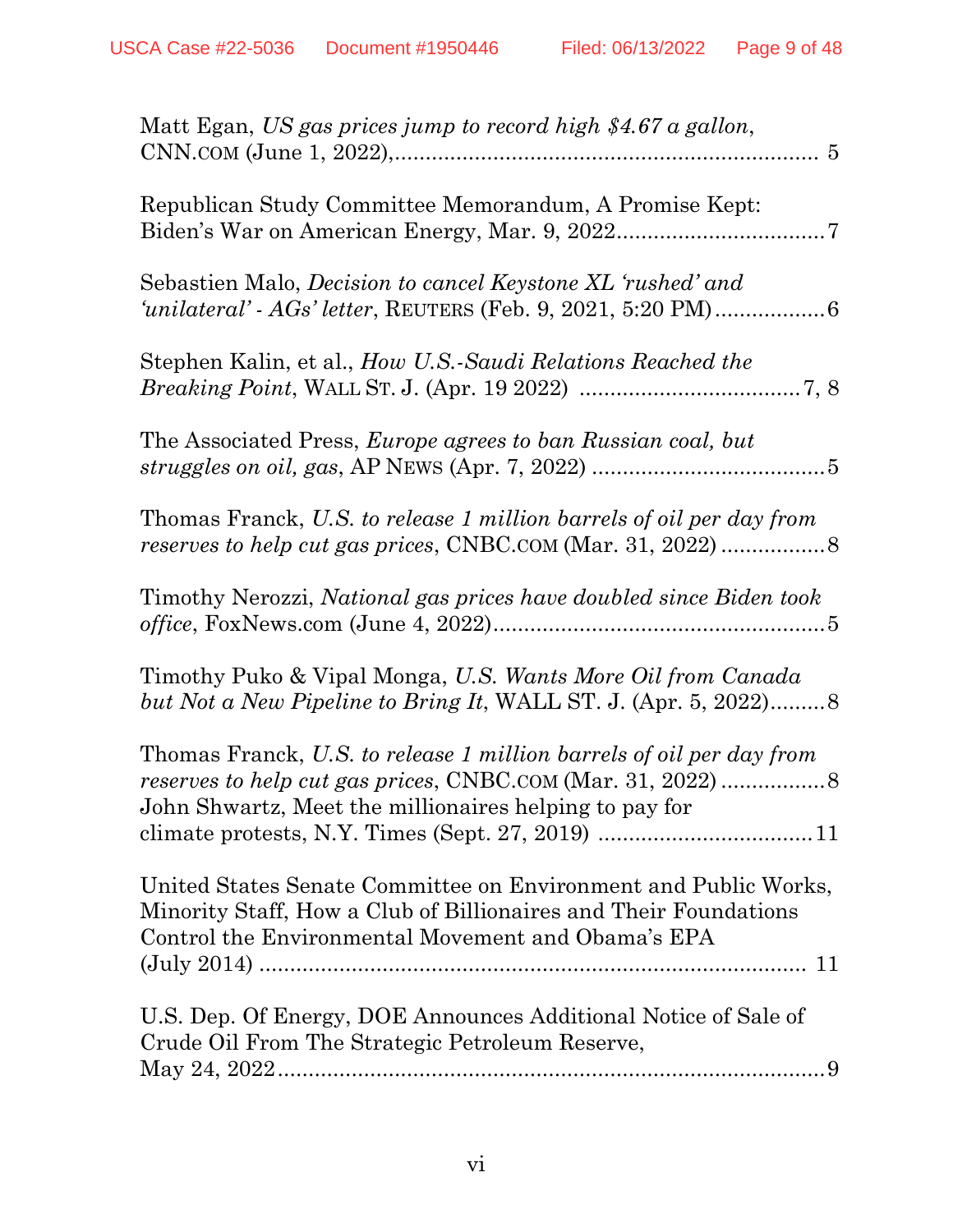Matt Egan, *US gas prices jump to record high $4.67 a gallon*, CNN.COM (June 1, 2022),.................................................................... 5

Republican Study Committee Memorandum, A Promise Kept: Biden's War on American Energy, Mar. 9, 2022.................................7

Sebastien Malo, *Decision to cancel Keystone XL 'rushed' and 'unilateral' - AGs' letter*, REUTERS (Feb. 9, 2021, 5:20 PM)..................6

Stephen Kalin, et al., *How U.S.-Saudi Relations Reached the Breaking Point*, WALL ST. J. (Apr. 19 2022) ....................................7, 8

The Associated Press, *Europe agrees to ban Russian coal, but struggles on oil, gas*, AP NEWS (Apr. 7, 2022) ......................................5

Thomas Franck, *U.S. to release 1 million barrels of oil per day from reserves to help cut gas prices*, CNBC.COM (Mar. 31, 2022) .................8

Timothy Nerozzi, *National gas prices have doubled since Biden took office*, FoxNews.com (June 4, 2022)......................................................5

Timothy Puko & Vipal Monga, *U.S. Wants More Oil from Canada but Not a New Pipeline to Bring It*, WALL ST. J. (Apr. 5, 2022).........8

Thomas Franck, *U.S. to release 1 million barrels of oil per day from reserves to help cut gas prices*, CNBC.COM (Mar. 31, 2022) .................8
John Shwartz, Meet the millionaires helping to pay for climate protests, N.Y. Times (Sept. 27, 2019) ..................................11

United States Senate Committee on Environment and Public Works, Minority Staff, How a Club of Billionaires and Their Foundations Control the Environmental Movement and Obama's EPA (July 2014) ........................................................................................ 11

U.S. Dep. Of Energy, DOE Announces Additional Notice of Sale of Crude Oil From The Strategic Petroleum Reserve, May 24, 2022........................................................................................9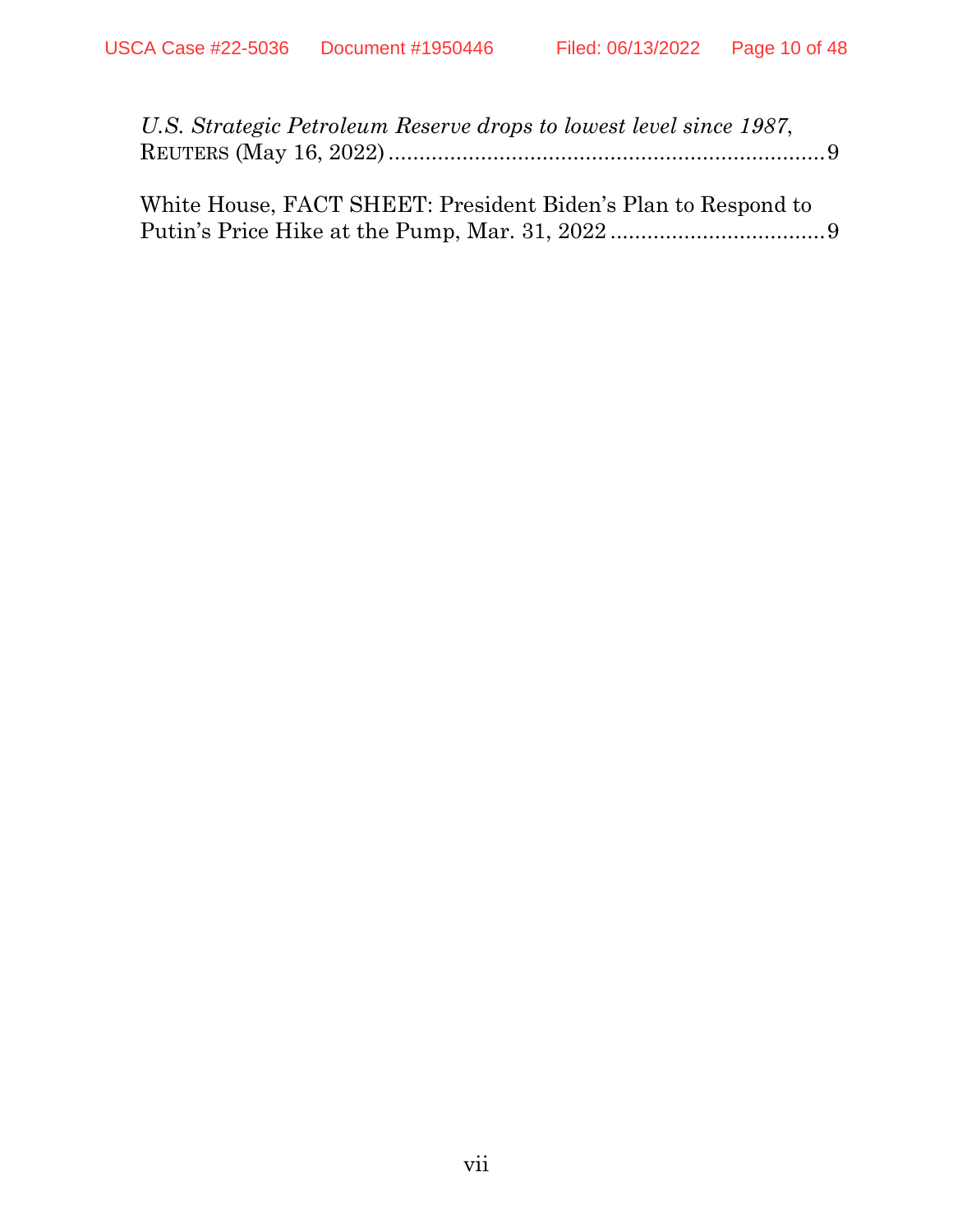*U.S. Strategic Petroleum Reserve drops to lowest level since 1987*, REUTERS (May 16, 2022) ........................................................................9

White House, FACT SHEET: President Biden's Plan to Respond to Putin's Price Hike at the Pump, Mar. 31, 2022 ..................................9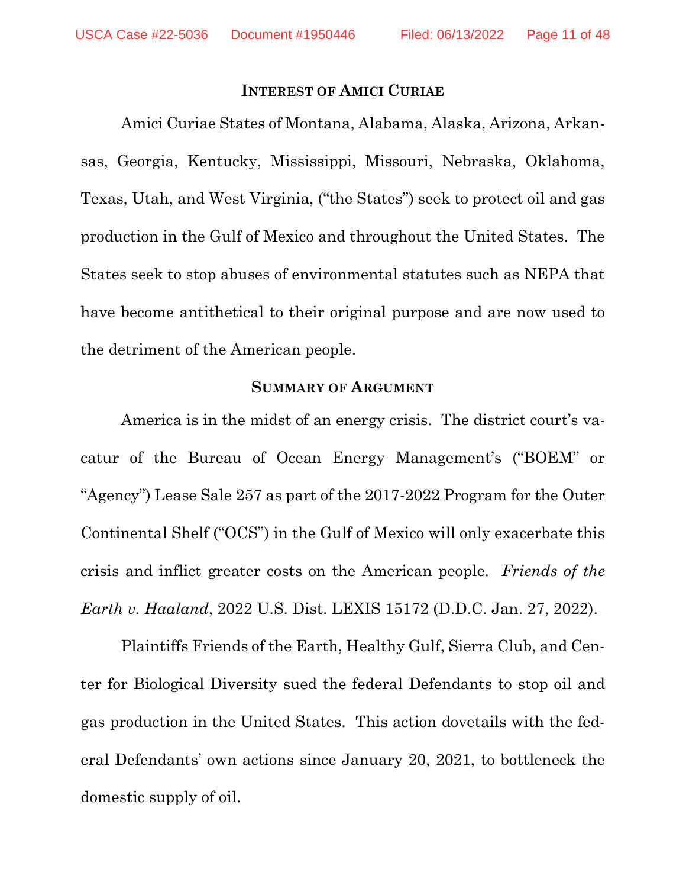## INTEREST OF AMICI CURIAE

Amici Curiae States of Montana, Alabama, Alaska, Arizona, Arkansas, Georgia, Kentucky, Mississippi, Missouri, Nebraska, Oklahoma, Texas, Utah, and West Virginia, ("the States") seek to protect oil and gas production in the Gulf of Mexico and throughout the United States. The States seek to stop abuses of environmental statutes such as NEPA that have become antithetical to their original purpose and are now used to the detriment of the American people.

## SUMMARY OF ARGUMENT

America is in the midst of an energy crisis. The district court's vacatur of the Bureau of Ocean Energy Management's ("BOEM" or "Agency") Lease Sale 257 as part of the 2017-2022 Program for the Outer Continental Shelf ("OCS") in the Gulf of Mexico will only exacerbate this crisis and inflict greater costs on the American people. *Friends of the Earth v. Haaland*, 2022 U.S. Dist. LEXIS 15172 (D.D.C. Jan. 27, 2022).

Plaintiffs Friends of the Earth, Healthy Gulf, Sierra Club, and Center for Biological Diversity sued the federal Defendants to stop oil and gas production in the United States. This action dovetails with the federal Defendants' own actions since January 20, 2021, to bottleneck the domestic supply of oil.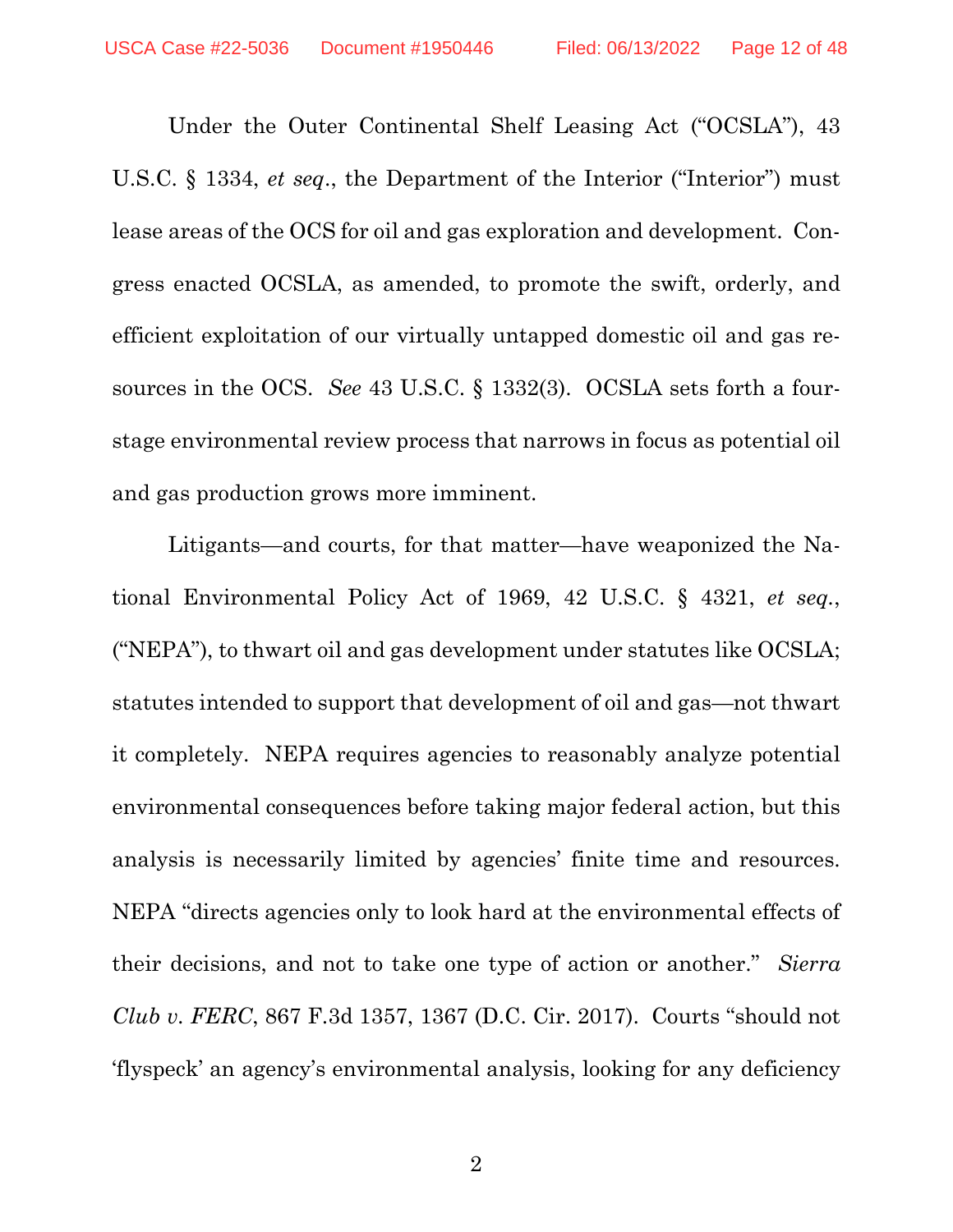Under the Outer Continental Shelf Leasing Act ("OCSLA"), 43 U.S.C. § 1334, *et seq*., the Department of the Interior ("Interior") must lease areas of the OCS for oil and gas exploration and development. Congress enacted OCSLA, as amended, to promote the swift, orderly, and efficient exploitation of our virtually untapped domestic oil and gas resources in the OCS. *See* 43 U.S.C. § 1332(3). OCSLA sets forth a four-stage environmental review process that narrows in focus as potential oil and gas production grows more imminent.

Litigants—and courts, for that matter—have weaponized the National Environmental Policy Act of 1969, 42 U.S.C. § 4321, *et seq*., ("NEPA"), to thwart oil and gas development under statutes like OCSLA; statutes intended to support that development of oil and gas—not thwart it completely. NEPA requires agencies to reasonably analyze potential environmental consequences before taking major federal action, but this analysis is necessarily limited by agencies' finite time and resources. NEPA "directs agencies only to look hard at the environmental effects of their decisions, and not to take one type of action or another." *Sierra Club v. FERC*, 867 F.3d 1357, 1367 (D.C. Cir. 2017). Courts "should not 'flyspeck' an agency's environmental analysis, looking for any deficiency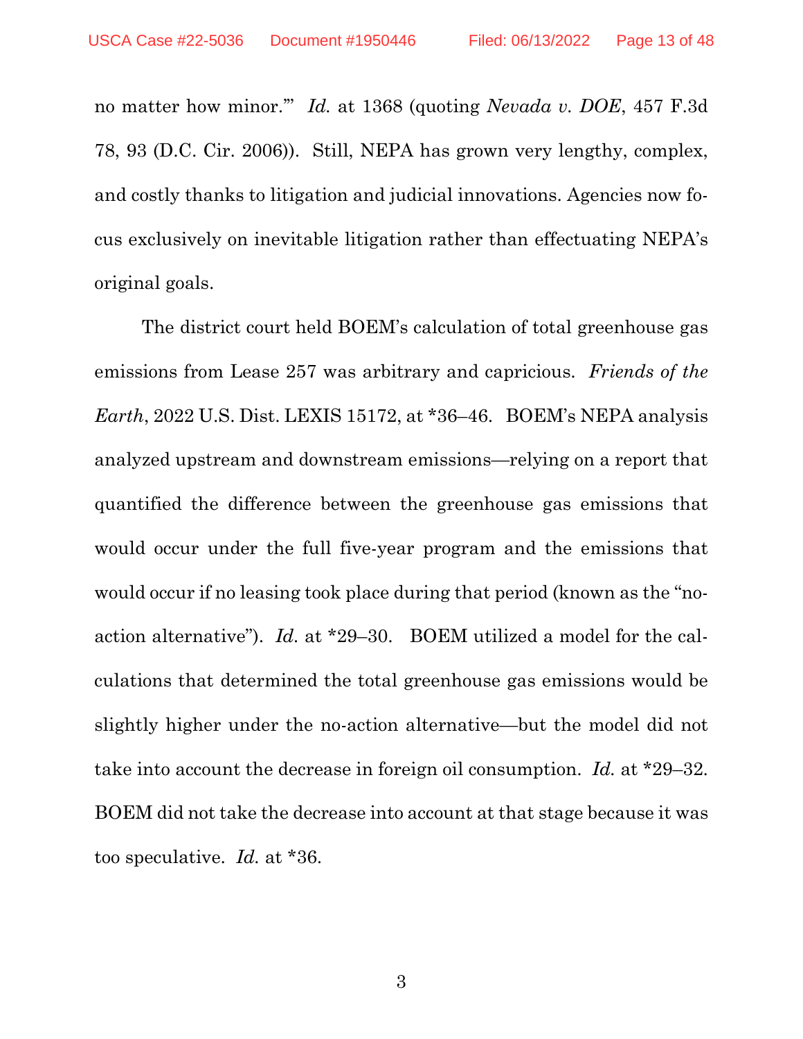no matter how minor.'" *Id.* at 1368 (quoting *Nevada v. DOE*, 457 F.3d 78, 93 (D.C. Cir. 2006)). Still, NEPA has grown very lengthy, complex, and costly thanks to litigation and judicial innovations. Agencies now focus exclusively on inevitable litigation rather than effectuating NEPA's original goals.

The district court held BOEM's calculation of total greenhouse gas emissions from Lease 257 was arbitrary and capricious. *Friends of the Earth*, 2022 U.S. Dist. LEXIS 15172, at *36–46. BOEM's NEPA analysis analyzed upstream and downstream emissions—relying on a report that quantified the difference between the greenhouse gas emissions that would occur under the full five-year program and the emissions that would occur if no leasing took place during that period (known as the "no-action alternative"). *Id.* at *29–30. BOEM utilized a model for the calculations that determined the total greenhouse gas emissions would be slightly higher under the no-action alternative—but the model did not take into account the decrease in foreign oil consumption. *Id.* at *29–32. BOEM did not take the decrease into account at that stage because it was too speculative. *Id.* at *36.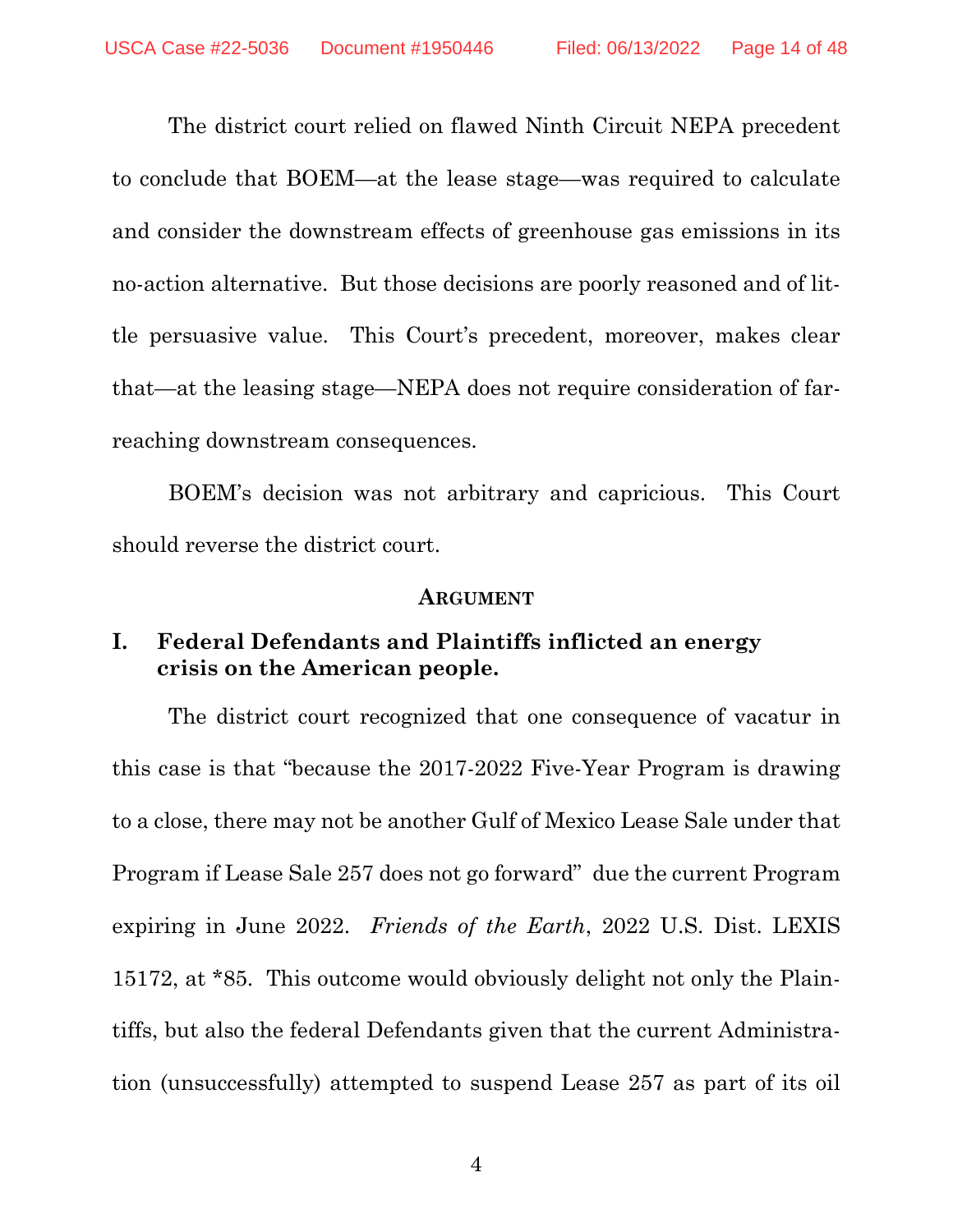The district court relied on flawed Ninth Circuit NEPA precedent to conclude that BOEM—at the lease stage—was required to calculate and consider the downstream effects of greenhouse gas emissions in its no-action alternative. But those decisions are poorly reasoned and of little persuasive value. This Court's precedent, moreover, makes clear that—at the leasing stage—NEPA does not require consideration of far-reaching downstream consequences.

BOEM's decision was not arbitrary and capricious. This Court should reverse the district court.

## Argument

### I. Federal Defendants and Plaintiffs inflicted an energy crisis on the American people.

The district court recognized that one consequence of vacatur in this case is that "because the 2017-2022 Five-Year Program is drawing to a close, there may not be another Gulf of Mexico Lease Sale under that Program if Lease Sale 257 does not go forward" due the current Program expiring in June 2022. *Friends of the Earth*, 2022 U.S. Dist. LEXIS 15172, at *85. This outcome would obviously delight not only the Plaintiffs, but also the federal Defendants given that the current Administration (unsuccessfully) attempted to suspend Lease 257 as part of its oil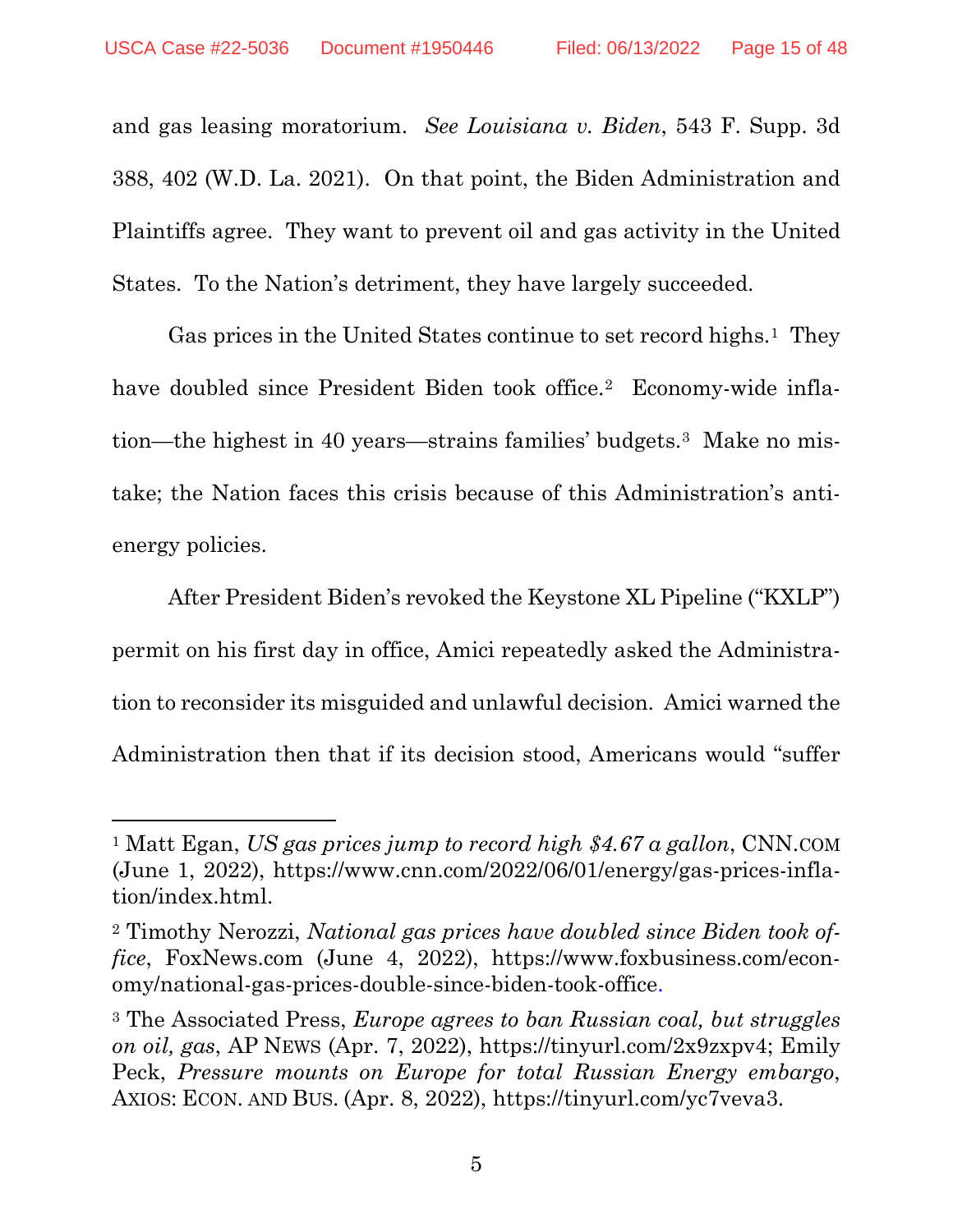and gas leasing moratorium. *See Louisiana v. Biden*, 543 F. Supp. 3d 388, 402 (W.D. La. 2021). On that point, the Biden Administration and Plaintiffs agree. They want to prevent oil and gas activity in the United States. To the Nation's detriment, they have largely succeeded.

Gas prices in the United States continue to set record highs.[1] They have doubled since President Biden took office.[2] Economy-wide inflation—the highest in 40 years—strains families' budgets.[3] Make no mistake; the Nation faces this crisis because of this Administration's anti-energy policies.

After President Biden's revoked the Keystone XL Pipeline ("KXLP") permit on his first day in office, Amici repeatedly asked the Administration to reconsider its misguided and unlawful decision. Amici warned the Administration then that if its decision stood, Americans would "suffer

---

[1] Matt Egan, *US gas prices jump to record high $4.67 a gallon*, CNN.COM (June 1, 2022), https://www.cnn.com/2022/06/01/energy/gas-prices-inflation/index.html.

[2] Timothy Nerozzi, *National gas prices have doubled since Biden took office*, FoxNews.com (June 4, 2022), https://www.foxbusiness.com/economy/national-gas-prices-double-since-biden-took-office.

[3] The Associated Press, *Europe agrees to ban Russian coal, but struggles on oil, gas*, AP NEWS (Apr. 7, 2022), https://tinyurl.com/2x9zxpv4; Emily Peck, *Pressure mounts on Europe for total Russian Energy embargo*, AXIOS: ECON. AND BUS. (Apr. 8, 2022), https://tinyurl.com/yc7veva3.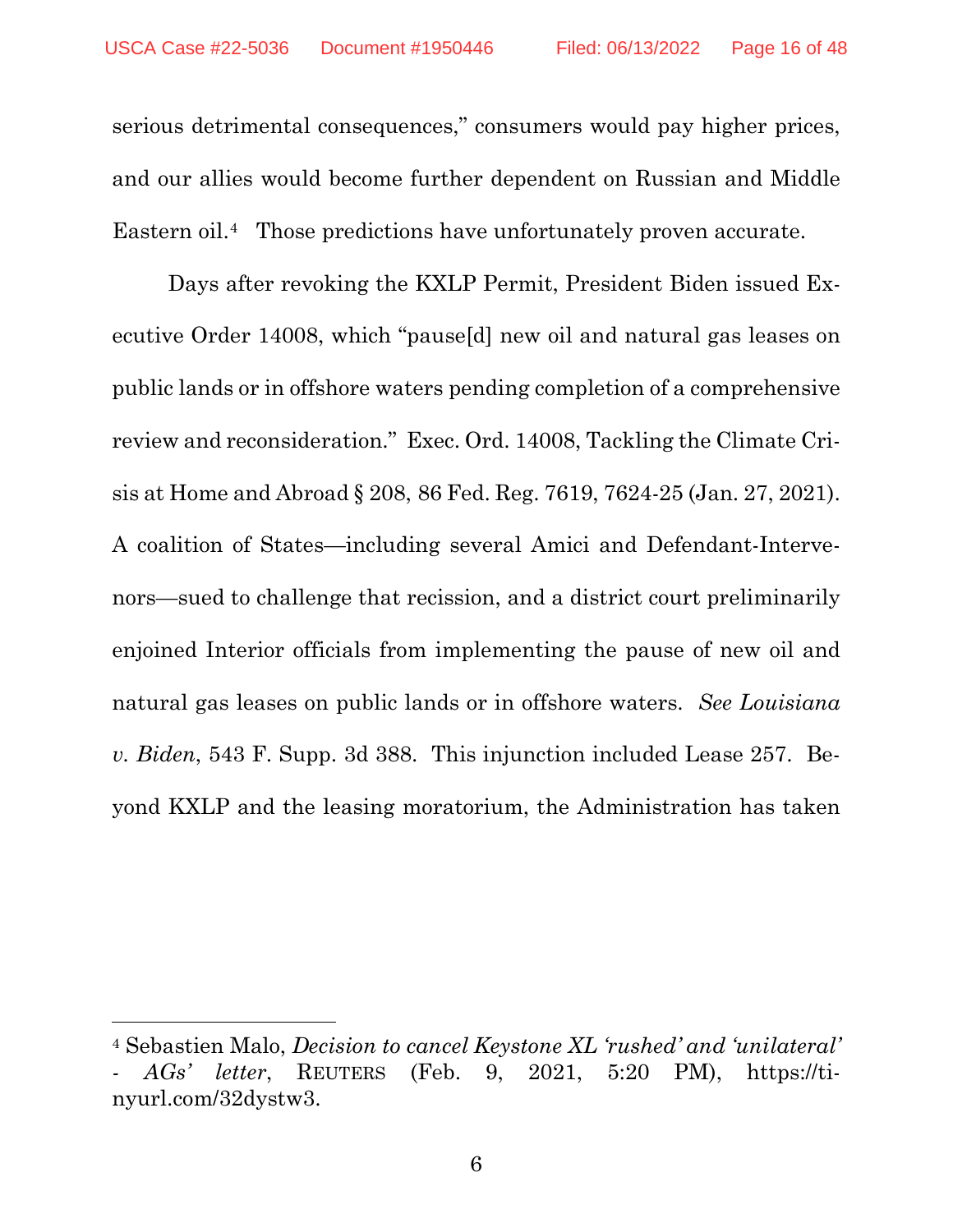serious detrimental consequences," consumers would pay higher prices, and our allies would become further dependent on Russian and Middle Eastern oil.[4] Those predictions have unfortunately proven accurate.

Days after revoking the KXLP Permit, President Biden issued Executive Order 14008, which "pause[d] new oil and natural gas leases on public lands or in offshore waters pending completion of a comprehensive review and reconsideration." Exec. Ord. 14008, Tackling the Climate Crisis at Home and Abroad § 208, 86 Fed. Reg. 7619, 7624-25 (Jan. 27, 2021). A coalition of States—including several Amici and Defendant-Intervenors—sued to challenge that recission, and a district court preliminarily enjoined Interior officials from implementing the pause of new oil and natural gas leases on public lands or in offshore waters. *See Louisiana v. Biden*, 543 F. Supp. 3d 388. This injunction included Lease 257. Beyond KXLP and the leasing moratorium, the Administration has taken

---

[4] Sebastien Malo, *Decision to cancel Keystone XL 'rushed' and 'unilateral' - AGs' letter*, REUTERS (Feb. 9, 2021, 5:20 PM), https://tinyurl.com/32dystw3.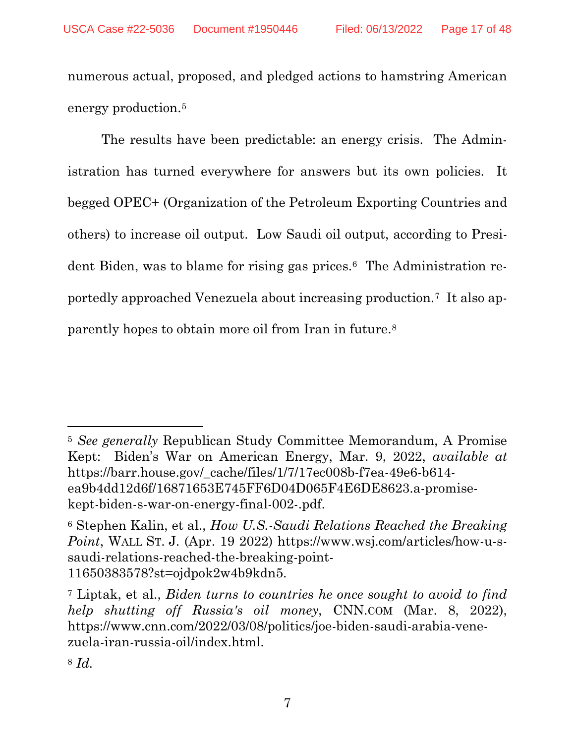numerous actual, proposed, and pledged actions to hamstring American energy production.[5]

The results have been predictable: an energy crisis. The Administration has turned everywhere for answers but its own policies. It begged OPEC+ (Organization of the Petroleum Exporting Countries and others) to increase oil output. Low Saudi oil output, according to President Biden, was to blame for rising gas prices.[6] The Administration reportedly approached Venezuela about increasing production.[7] It also apparently hopes to obtain more oil from Iran in future.[8]

---

[5] *See generally* Republican Study Committee Memorandum, A Promise Kept: Biden's War on American Energy, Mar. 9, 2022, *available at* https://barr.house.gov/_cache/files/1/7/17ec008b-f7ea-49e6-b614-ea9b4dd12d6f/16871653E745FF6D04D065F4E6DE8623.a-promise-kept-biden-s-war-on-energy-final-002-.pdf.

[6] Stephen Kalin, et al., *How U.S.-Saudi Relations Reached the Breaking Point*, WALL ST. J. (Apr. 19 2022) https://www.wsj.com/articles/how-u-s-saudi-relations-reached-the-breaking-point-11650383578?st=ojdpok2w4b9kdn5.

[7] Liptak, et al., *Biden turns to countries he once sought to avoid to find help shutting off Russia's oil money*, CNN.COM (Mar. 8, 2022), https://www.cnn.com/2022/03/08/politics/joe-biden-saudi-arabia-venezuela-iran-russia-oil/index.html.

[8] *Id.*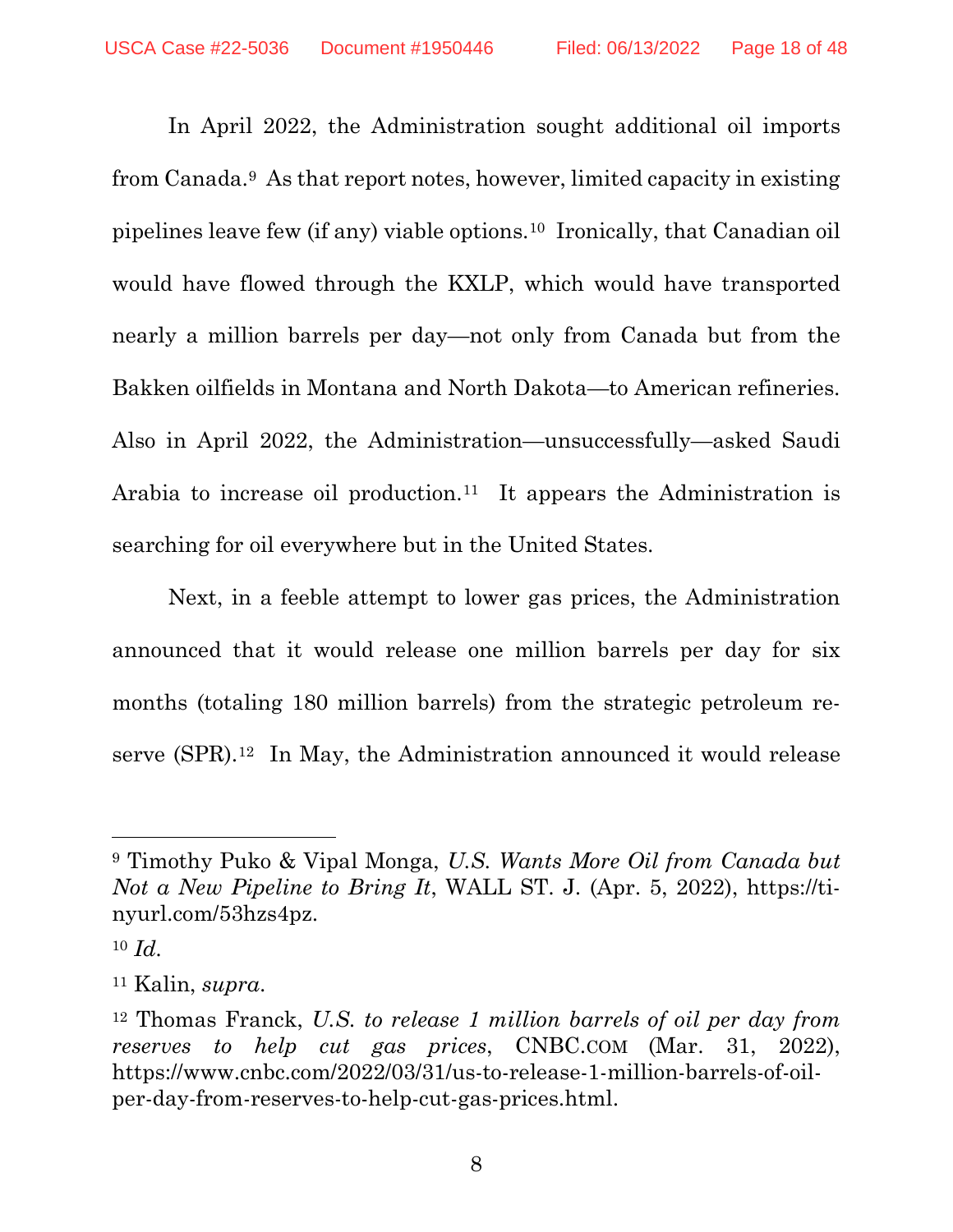In April 2022, the Administration sought additional oil imports from Canada.[9] As that report notes, however, limited capacity in existing pipelines leave few (if any) viable options.[10] Ironically, that Canadian oil would have flowed through the KXLP, which would have transported nearly a million barrels per day—not only from Canada but from the Bakken oilfields in Montana and North Dakota—to American refineries. Also in April 2022, the Administration—unsuccessfully—asked Saudi Arabia to increase oil production.[11] It appears the Administration is searching for oil everywhere but in the United States.

Next, in a feeble attempt to lower gas prices, the Administration announced that it would release one million barrels per day for six months (totaling 180 million barrels) from the strategic petroleum reserve (SPR).[12] In May, the Administration announced it would release

---

[9] Timothy Puko & Vipal Monga, *U.S. Wants More Oil from Canada but Not a New Pipeline to Bring It*, WALL ST. J. (Apr. 5, 2022), https://tinyurl.com/53hzs4pz.

[10] *Id.*

[11] Kalin, *supra*.

[12] Thomas Franck, *U.S. to release 1 million barrels of oil per day from reserves to help cut gas prices*, CNBC.COM (Mar. 31, 2022), https://www.cnbc.com/2022/03/31/us-to-release-1-million-barrels-of-oil-per-day-from-reserves-to-help-cut-gas-prices.html.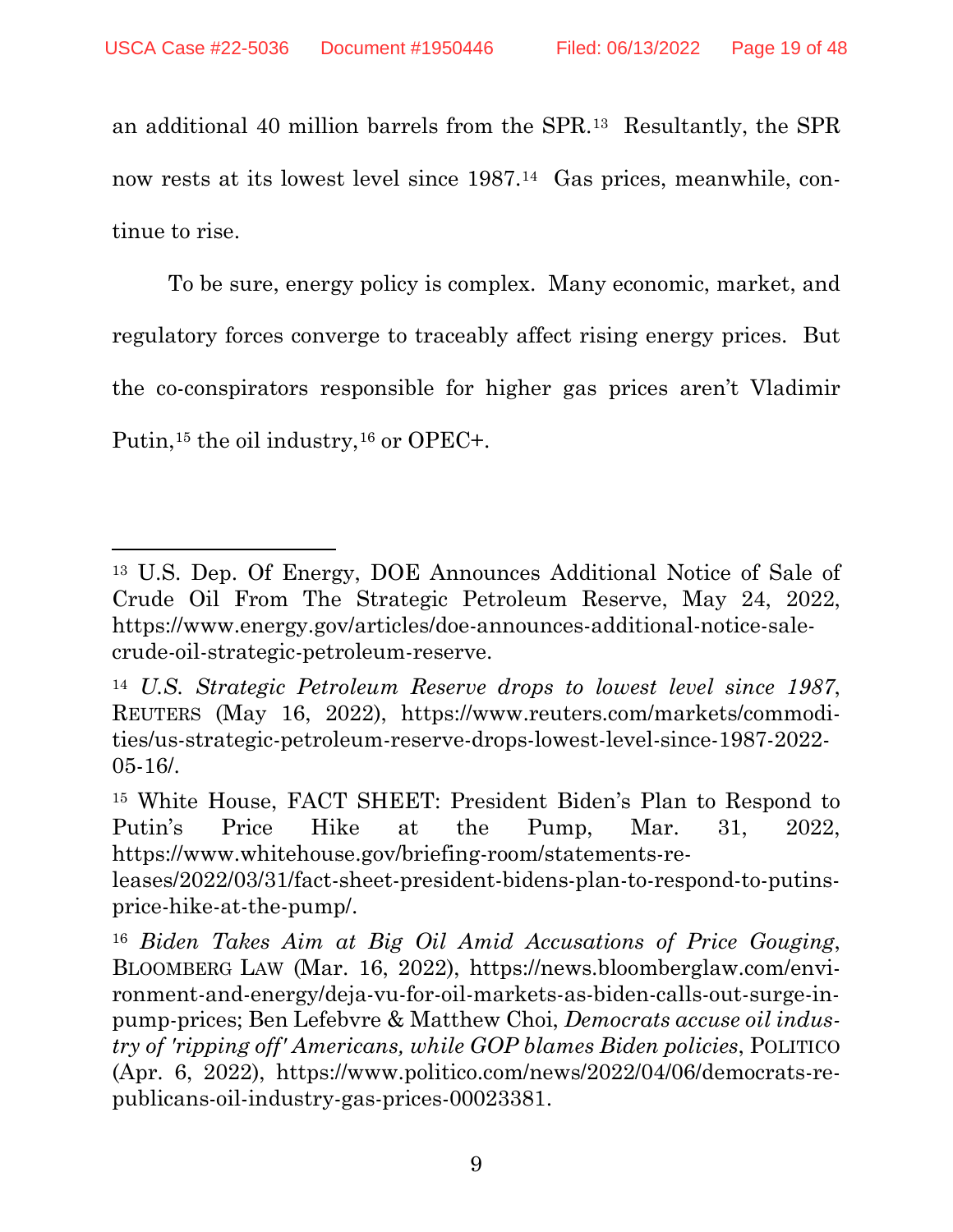an additional 40 million barrels from the SPR.[13] Resultantly, the SPR now rests at its lowest level since 1987.[14] Gas prices, meanwhile, continue to rise.

To be sure, energy policy is complex. Many economic, market, and regulatory forces converge to traceably affect rising energy prices. But the co-conspirators responsible for higher gas prices aren't Vladimir Putin,[15] the oil industry,[16] or OPEC+.

---

[13] U.S. Dep. Of Energy, DOE Announces Additional Notice of Sale of Crude Oil From The Strategic Petroleum Reserve, May 24, 2022, https://www.energy.gov/articles/doe-announces-additional-notice-sale-crude-oil-strategic-petroleum-reserve.

[14] *U.S. Strategic Petroleum Reserve drops to lowest level since 1987*, REUTERS (May 16, 2022), https://www.reuters.com/markets/commodities/us-strategic-petroleum-reserve-drops-lowest-level-since-1987-2022-05-16/.

[15] White House, FACT SHEET: President Biden's Plan to Respond to Putin's Price Hike at the Pump, Mar. 31, 2022, https://www.whitehouse.gov/briefing-room/statements-releases/2022/03/31/fact-sheet-president-bidens-plan-to-respond-to-putins-price-hike-at-the-pump/.

[16] *Biden Takes Aim at Big Oil Amid Accusations of Price Gouging*, BLOOMBERG LAW (Mar. 16, 2022), https://news.bloomberglaw.com/environment-and-energy/deja-vu-for-oil-markets-as-biden-calls-out-surge-in-pump-prices; Ben Lefebvre & Matthew Choi, *Democrats accuse oil industry of 'ripping off' Americans, while GOP blames Biden policies*, POLITICO (Apr. 6, 2022), https://www.politico.com/news/2022/04/06/democrats-republicans-oil-industry-gas-prices-00023381.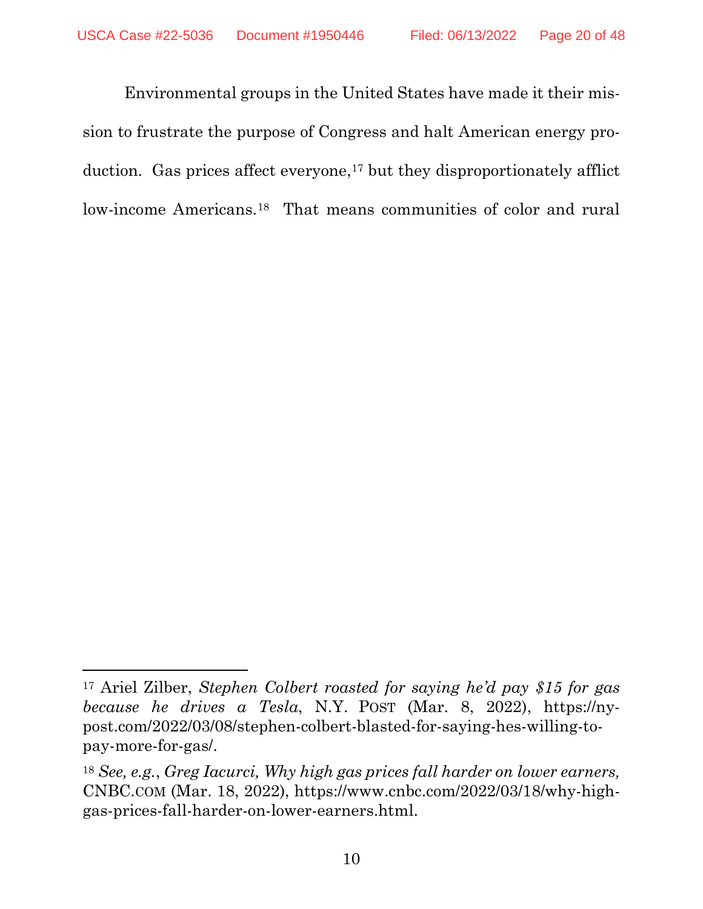Environmental groups in the United States have made it their mission to frustrate the purpose of Congress and halt American energy production. Gas prices affect everyone,[17] but they disproportionately afflict low-income Americans.[18] That means communities of color and rural

---

[17] Ariel Zilber, *Stephen Colbert roasted for saying he'd pay $15 for gas because he drives a Tesla*, N.Y. POST (Mar. 8, 2022), https://nypost.com/2022/03/08/stephen-colbert-blasted-for-saying-hes-willing-to-pay-more-for-gas/.

[18] *See, e.g.*, *Greg Iacurci, Why high gas prices fall harder on lower earners,* CNBC.COM (Mar. 18, 2022), https://www.cnbc.com/2022/03/18/why-high-gas-prices-fall-harder-on-lower-earners.html.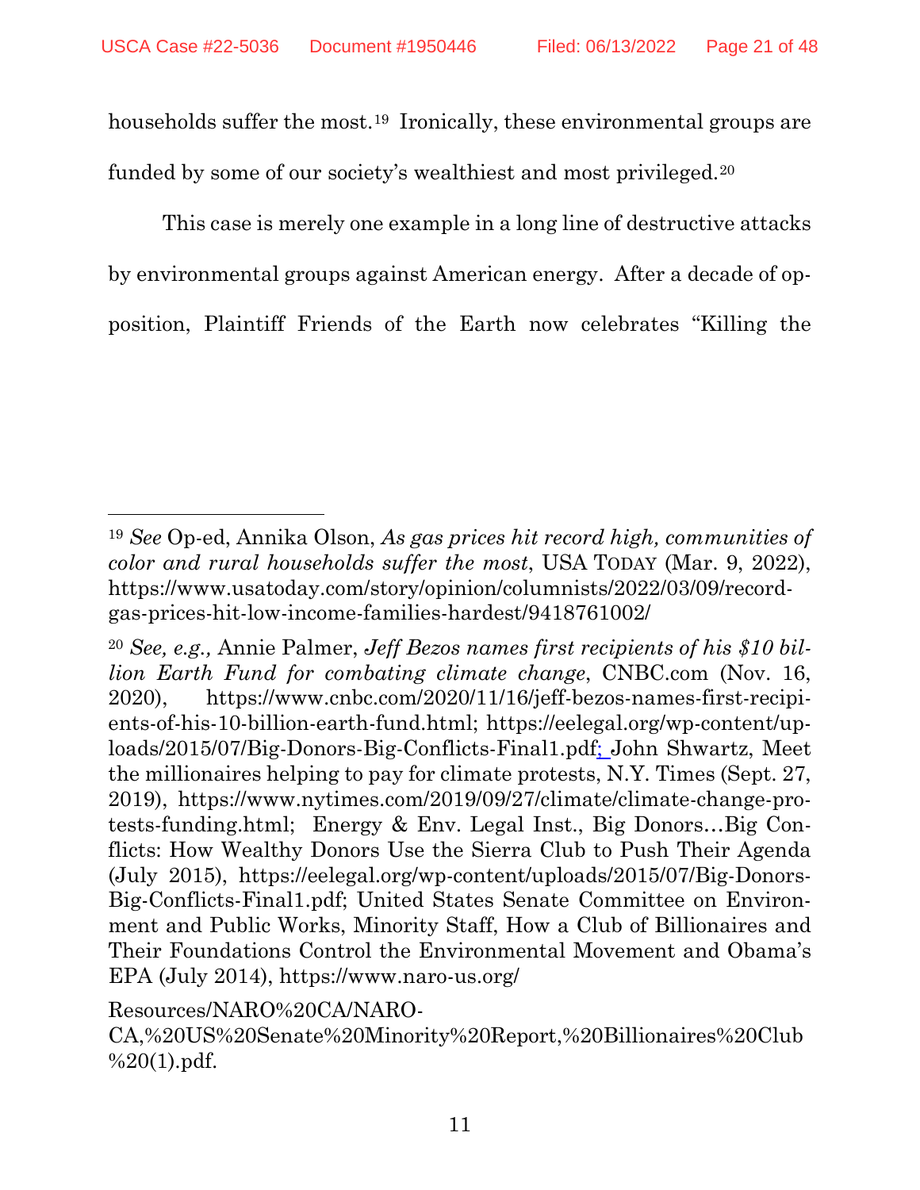households suffer the most.[19] Ironically, these environmental groups are funded by some of our society's wealthiest and most privileged.[20]

This case is merely one example in a long line of destructive attacks by environmental groups against American energy. After a decade of opposition, Plaintiff Friends of the Earth now celebrates "Killing the

---

[19] *See* Op-ed, Annika Olson, *As gas prices hit record high, communities of color and rural households suffer the most*, USA TODAY (Mar. 9, 2022), https://www.usatoday.com/story/opinion/columnists/2022/03/09/record-gas-prices-hit-low-income-families-hardest/9418761002/

[20] *See, e.g.,* Annie Palmer, *Jeff Bezos names first recipients of his $10 billion Earth Fund for combating climate change*, CNBC.com (Nov. 16, 2020), https://www.cnbc.com/2020/11/16/jeff-bezos-names-first-recipients-of-his-10-billion-earth-fund.html; https://eelegal.org/wp-content/uploads/2015/07/Big-Donors-Big-Conflicts-Final1.pdf; John Shwartz, Meet the millionaires helping to pay for climate protests, N.Y. Times (Sept. 27, 2019), https://www.nytimes.com/2019/09/27/climate/climate-change-protests-funding.html; Energy & Env. Legal Inst., Big Donors…Big Conflicts: How Wealthy Donors Use the Sierra Club to Push Their Agenda (July 2015), https://eelegal.org/wp-content/uploads/2015/07/Big-Donors-Big-Conflicts-Final1.pdf; United States Senate Committee on Environment and Public Works, Minority Staff, How a Club of Billionaires and Their Foundations Control the Environmental Movement and Obama's EPA (July 2014), https://www.naro-us.org/Resources/NARO%20CA/NARO-CA,%20US%20Senate%20Minority%20Report,%20Billionaires%20Club%20(1).pdf.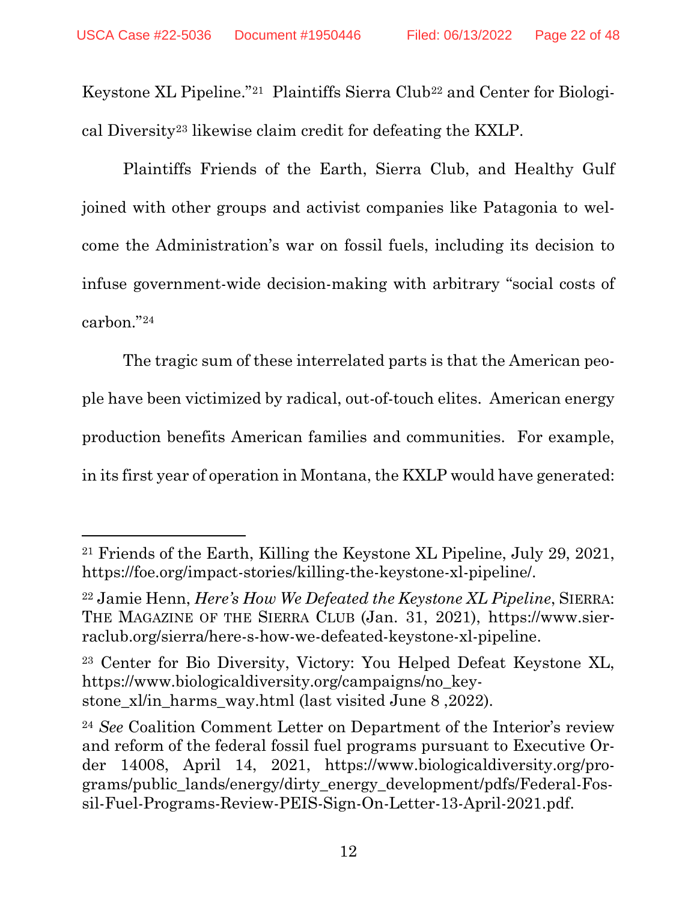Keystone XL Pipeline."[21] Plaintiffs Sierra Club[22] and Center for Biological Diversity[23] likewise claim credit for defeating the KXLP.

Plaintiffs Friends of the Earth, Sierra Club, and Healthy Gulf joined with other groups and activist companies like Patagonia to welcome the Administration's war on fossil fuels, including its decision to infuse government-wide decision-making with arbitrary "social costs of carbon."[24]

The tragic sum of these interrelated parts is that the American people have been victimized by radical, out-of-touch elites. American energy production benefits American families and communities. For example, in its first year of operation in Montana, the KXLP would have generated:

---

[21] Friends of the Earth, Killing the Keystone XL Pipeline, July 29, 2021, https://foe.org/impact-stories/killing-the-keystone-xl-pipeline/.

[22] Jamie Henn, *Here's How We Defeated the Keystone XL Pipeline*, SIERRA: THE MAGAZINE OF THE SIERRA CLUB (Jan. 31, 2021), https://www.sierraclub.org/sierra/here-s-how-we-defeated-keystone-xl-pipeline.

[23] Center for Bio Diversity, Victory: You Helped Defeat Keystone XL, https://www.biologicaldiversity.org/campaigns/no_keystone_xl/in_harms_way.html (last visited June 8 ,2022).

[24] *See* Coalition Comment Letter on Department of the Interior's review and reform of the federal fossil fuel programs pursuant to Executive Order 14008, April 14, 2021, https://www.biologicaldiversity.org/programs/public_lands/energy/dirty_energy_development/pdfs/Federal-Fossil-Fuel-Programs-Review-PEIS-Sign-On-Letter-13-April-2021.pdf.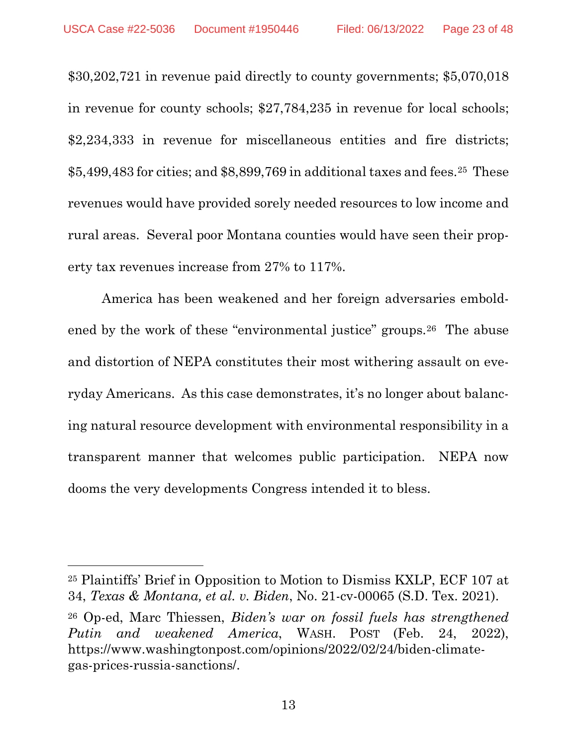$30,202,721 in revenue paid directly to county governments; $5,070,018 in revenue for county schools; $27,784,235 in revenue for local schools; $2,234,333 in revenue for miscellaneous entities and fire districts; $5,499,483 for cities; and $8,899,769 in additional taxes and fees.[25] These revenues would have provided sorely needed resources to low income and rural areas. Several poor Montana counties would have seen their property tax revenues increase from 27% to 117%.

America has been weakened and her foreign adversaries emboldened by the work of these "environmental justice" groups.[26] The abuse and distortion of NEPA constitutes their most withering assault on everyday Americans. As this case demonstrates, it's no longer about balancing natural resource development with environmental responsibility in a transparent manner that welcomes public participation. NEPA now dooms the very developments Congress intended it to bless.

---

[25] Plaintiffs' Brief in Opposition to Motion to Dismiss KXLP, ECF 107 at 34, *Texas & Montana, et al. v. Biden*, No. 21-cv-00065 (S.D. Tex. 2021).

[26] Op-ed, Marc Thiessen, *Biden's war on fossil fuels has strengthened Putin and weakened America*, WASH. POST (Feb. 24, 2022), https://www.washingtonpost.com/opinions/2022/02/24/biden-climate-gas-prices-russia-sanctions/.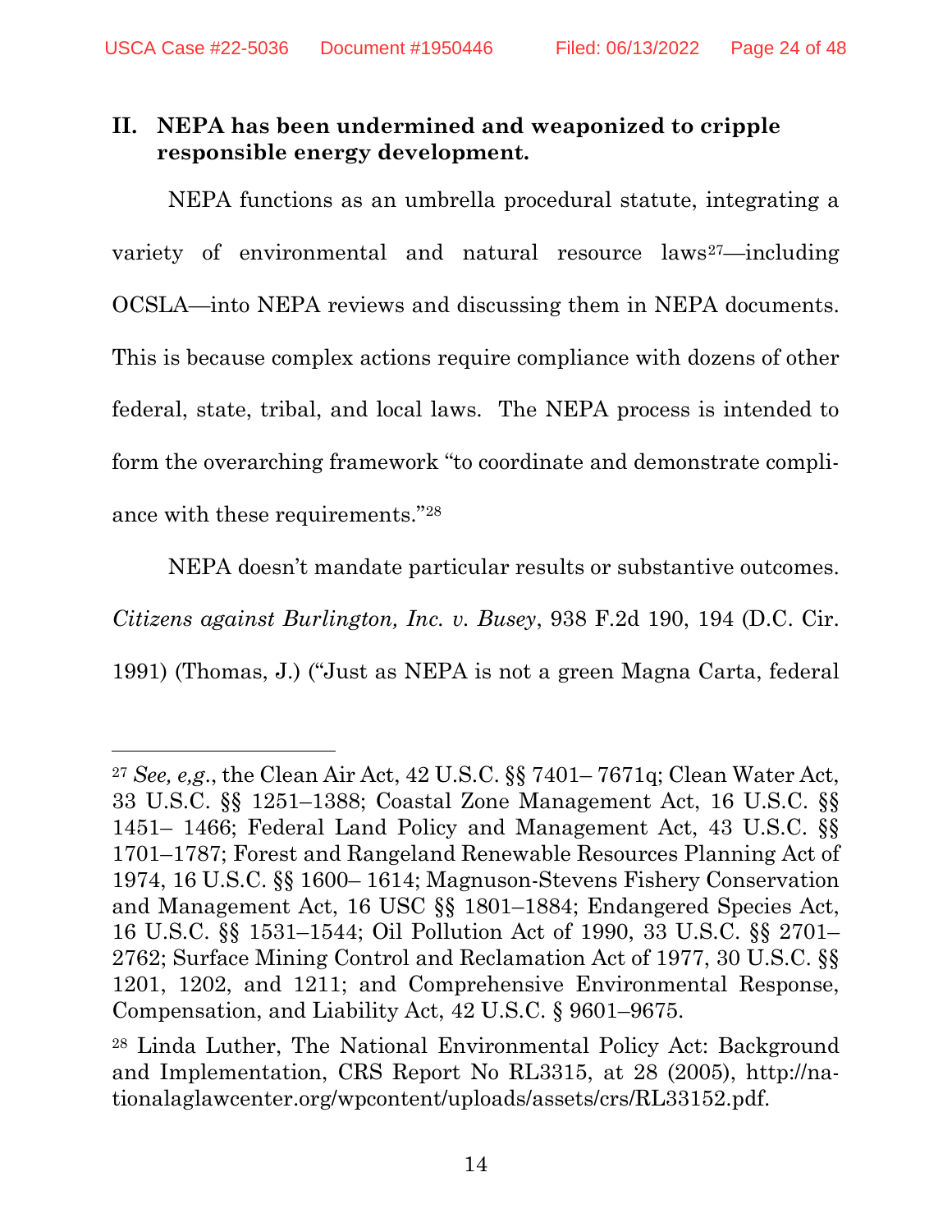## II. NEPA has been undermined and weaponized to cripple responsible energy development.

NEPA functions as an umbrella procedural statute, integrating a variety of environmental and natural resource laws[27]—including OCSLA—into NEPA reviews and discussing them in NEPA documents. This is because complex actions require compliance with dozens of other federal, state, tribal, and local laws. The NEPA process is intended to form the overarching framework "to coordinate and demonstrate compliance with these requirements."[28]

NEPA doesn't mandate particular results or substantive outcomes. *Citizens against Burlington, Inc. v. Busey*, 938 F.2d 190, 194 (D.C. Cir. 1991) (Thomas, J.) ("Just as NEPA is not a green Magna Carta, federal

---

[27] *See, e,g*., the Clean Air Act, 42 U.S.C. §§ 7401– 7671q; Clean Water Act, 33 U.S.C. §§ 1251–1388; Coastal Zone Management Act, 16 U.S.C. §§ 1451– 1466; Federal Land Policy and Management Act, 43 U.S.C. §§ 1701–1787; Forest and Rangeland Renewable Resources Planning Act of 1974, 16 U.S.C. §§ 1600– 1614; Magnuson-Stevens Fishery Conservation and Management Act, 16 USC §§ 1801–1884; Endangered Species Act, 16 U.S.C. §§ 1531–1544; Oil Pollution Act of 1990, 33 U.S.C. §§ 2701–2762; Surface Mining Control and Reclamation Act of 1977, 30 U.S.C. §§ 1201, 1202, and 1211; and Comprehensive Environmental Response, Compensation, and Liability Act, 42 U.S.C. § 9601–9675.

[28] Linda Luther, The National Environmental Policy Act: Background and Implementation, CRS Report No RL3315, at 28 (2005), http://nationalaglawcenter.org/wpcontent/uploads/assets/crs/RL33152.pdf.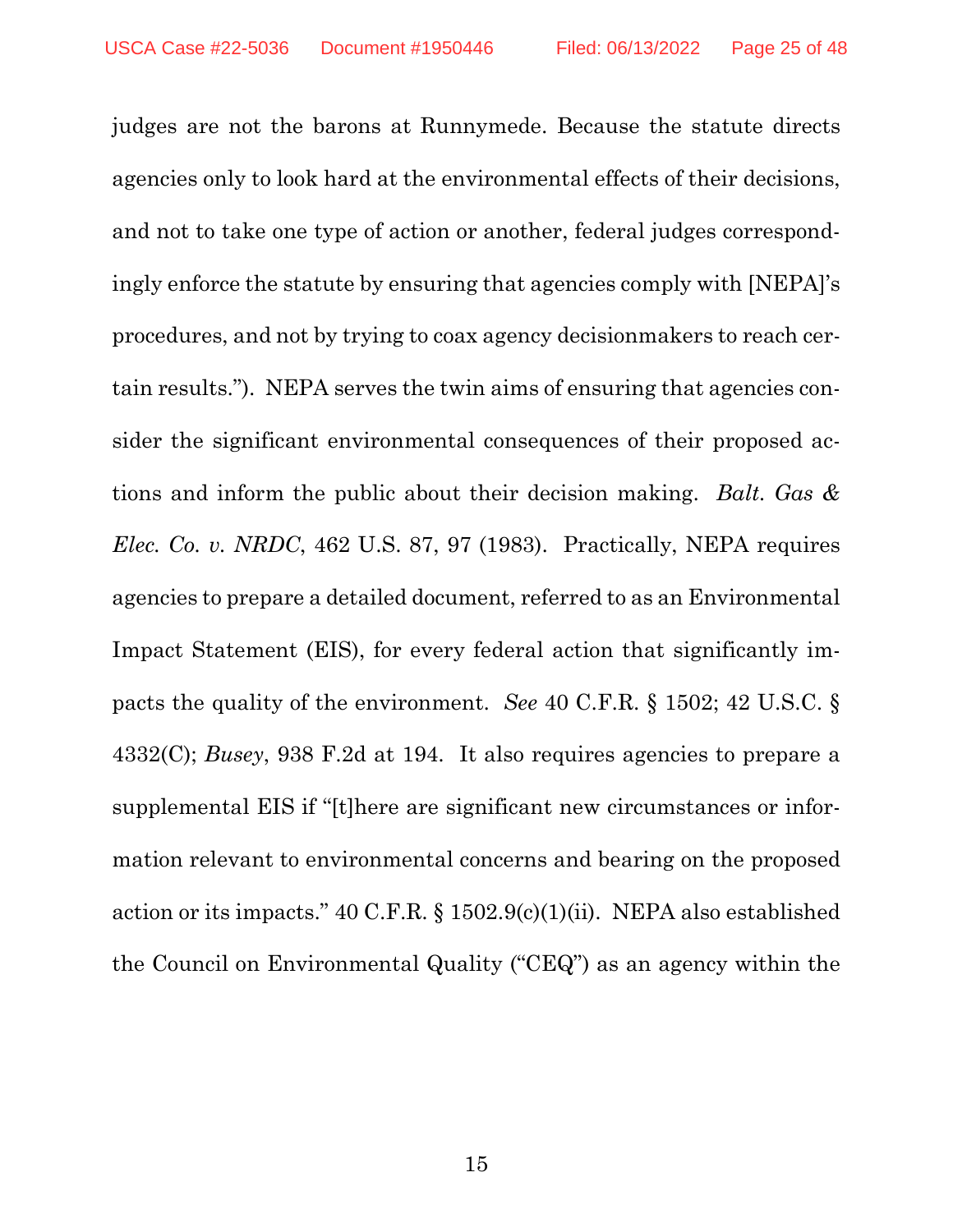judges are not the barons at Runnymede. Because the statute directs agencies only to look hard at the environmental effects of their decisions, and not to take one type of action or another, federal judges correspondingly enforce the statute by ensuring that agencies comply with [NEPA]'s procedures, and not by trying to coax agency decisionmakers to reach certain results."). NEPA serves the twin aims of ensuring that agencies consider the significant environmental consequences of their proposed actions and inform the public about their decision making. *Balt. Gas & Elec. Co. v. NRDC*, 462 U.S. 87, 97 (1983). Practically, NEPA requires agencies to prepare a detailed document, referred to as an Environmental Impact Statement (EIS), for every federal action that significantly impacts the quality of the environment. *See* 40 C.F.R. § 1502; 42 U.S.C. § 4332(C); *Busey*, 938 F.2d at 194. It also requires agencies to prepare a supplemental EIS if "[t]here are significant new circumstances or information relevant to environmental concerns and bearing on the proposed action or its impacts." 40 C.F.R. § 1502.9(c)(1)(ii). NEPA also established the Council on Environmental Quality ("CEQ") as an agency within the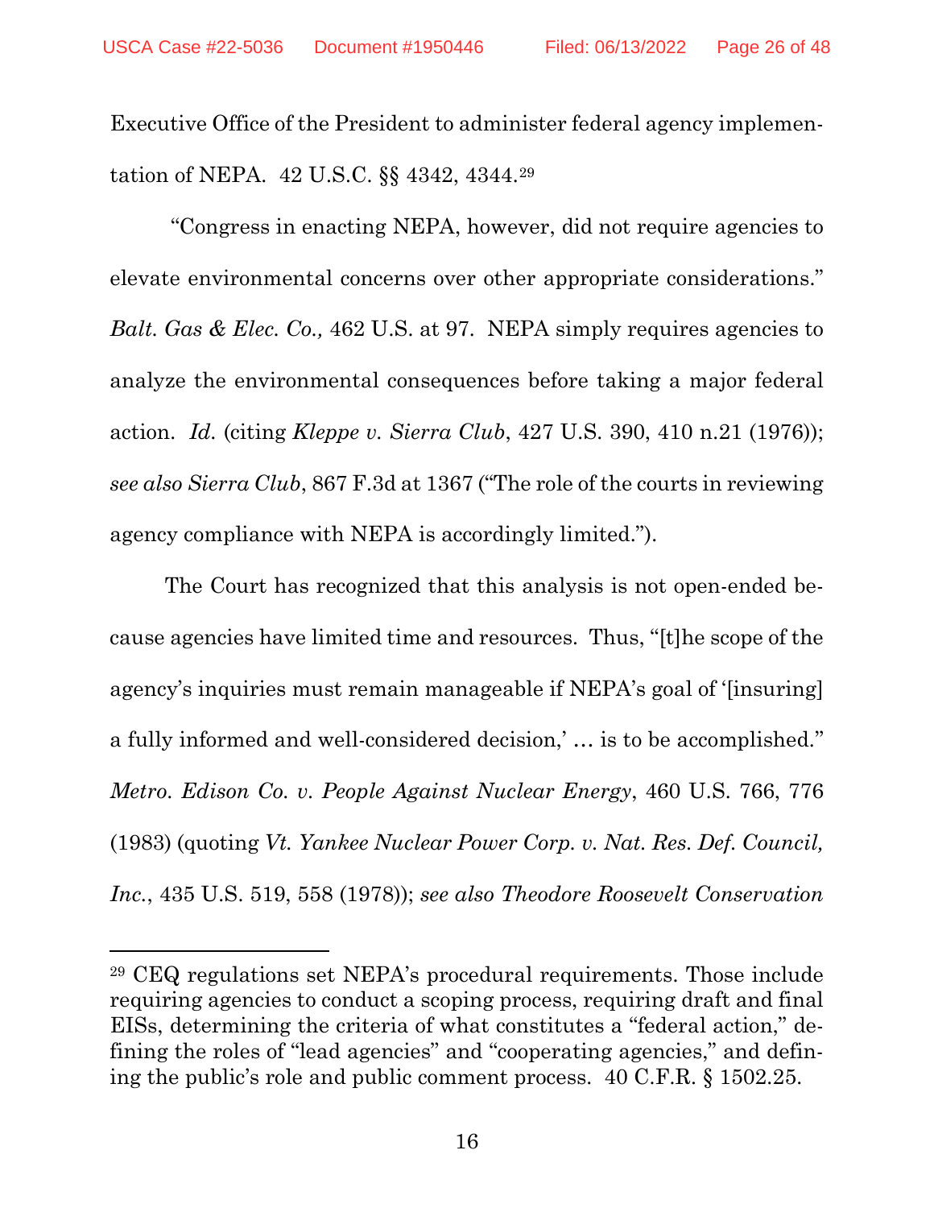Executive Office of the President to administer federal agency implementation of NEPA. 42 U.S.C. §§ 4342, 4344.[29]

"Congress in enacting NEPA, however, did not require agencies to elevate environmental concerns over other appropriate considerations." *Balt. Gas & Elec. Co.,* 462 U.S. at 97. NEPA simply requires agencies to analyze the environmental consequences before taking a major federal action. *Id.* (citing *Kleppe v. Sierra Club*, 427 U.S. 390, 410 n.21 (1976)); *see also Sierra Club*, 867 F.3d at 1367 ("The role of the courts in reviewing agency compliance with NEPA is accordingly limited.").

The Court has recognized that this analysis is not open-ended because agencies have limited time and resources. Thus, "[t]he scope of the agency's inquiries must remain manageable if NEPA's goal of '[insuring] a fully informed and well-considered decision,' … is to be accomplished." *Metro. Edison Co. v. People Against Nuclear Energy*, 460 U.S. 766, 776 (1983) (quoting *Vt. Yankee Nuclear Power Corp. v. Nat. Res. Def. Council, Inc.*, 435 U.S. 519, 558 (1978)); *see also Theodore Roosevelt Conservation*

---

[29] CEQ regulations set NEPA's procedural requirements. Those include requiring agencies to conduct a scoping process, requiring draft and final EISs, determining the criteria of what constitutes a "federal action," defining the roles of "lead agencies" and "cooperating agencies," and defining the public's role and public comment process. 40 C.F.R. § 1502.25.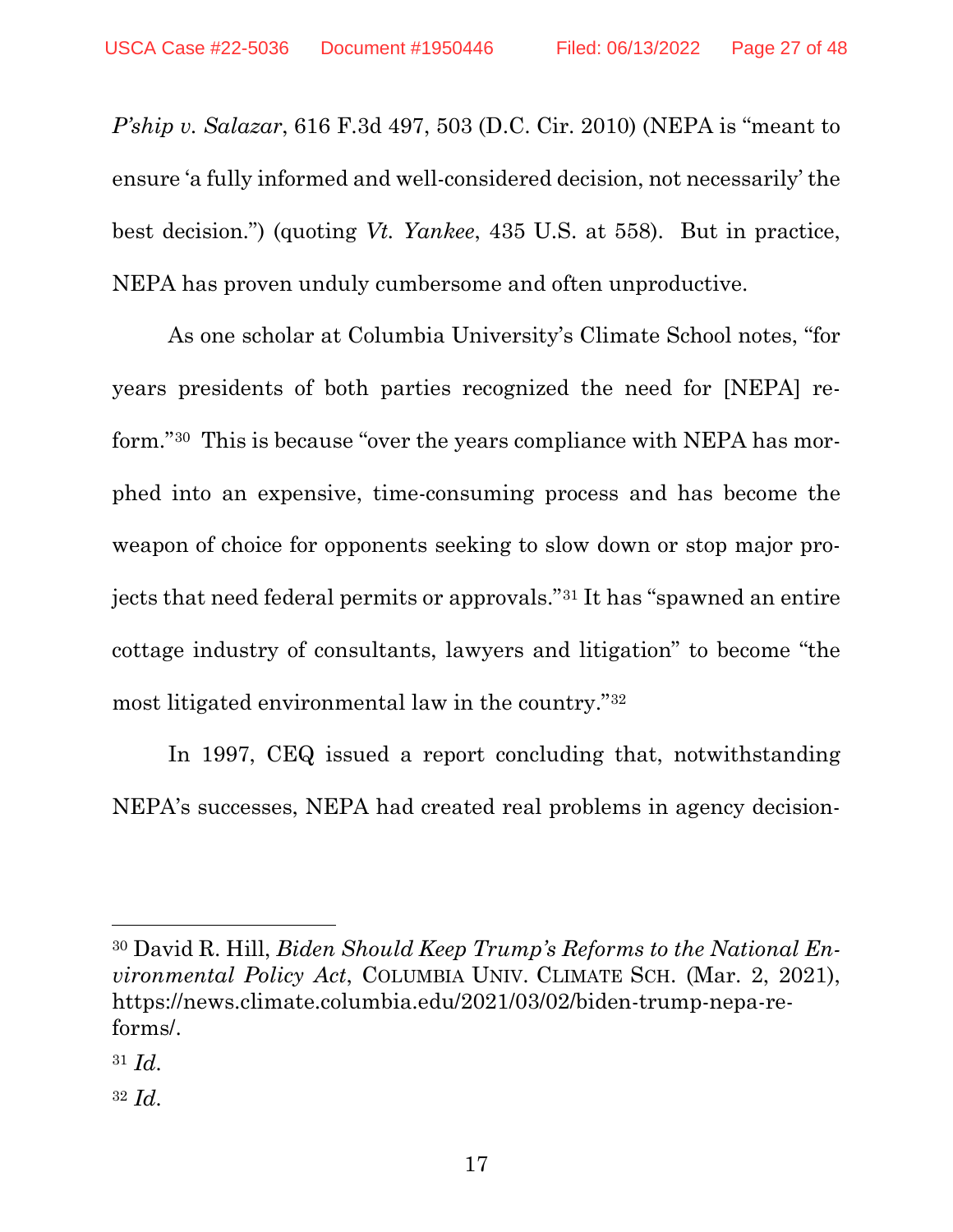*P'ship v. Salazar*, 616 F.3d 497, 503 (D.C. Cir. 2010) (NEPA is "meant to ensure 'a fully informed and well-considered decision, not necessarily' the best decision.") (quoting *Vt. Yankee*, 435 U.S. at 558). But in practice, NEPA has proven unduly cumbersome and often unproductive.

As one scholar at Columbia University's Climate School notes, "for years presidents of both parties recognized the need for [NEPA] reform."[30] This is because "over the years compliance with NEPA has morphed into an expensive, time-consuming process and has become the weapon of choice for opponents seeking to slow down or stop major projects that need federal permits or approvals."[31] It has "spawned an entire cottage industry of consultants, lawyers and litigation" to become "the most litigated environmental law in the country."[32]

In 1997, CEQ issued a report concluding that, notwithstanding NEPA's successes, NEPA had created real problems in agency decision-

---

[30] David R. Hill, *Biden Should Keep Trump's Reforms to the National Environmental Policy Act*, COLUMBIA UNIV. CLIMATE SCH. (Mar. 2, 2021), https://news.climate.columbia.edu/2021/03/02/biden-trump-nepa-reforms/.

[31] *Id.*

[32] *Id.*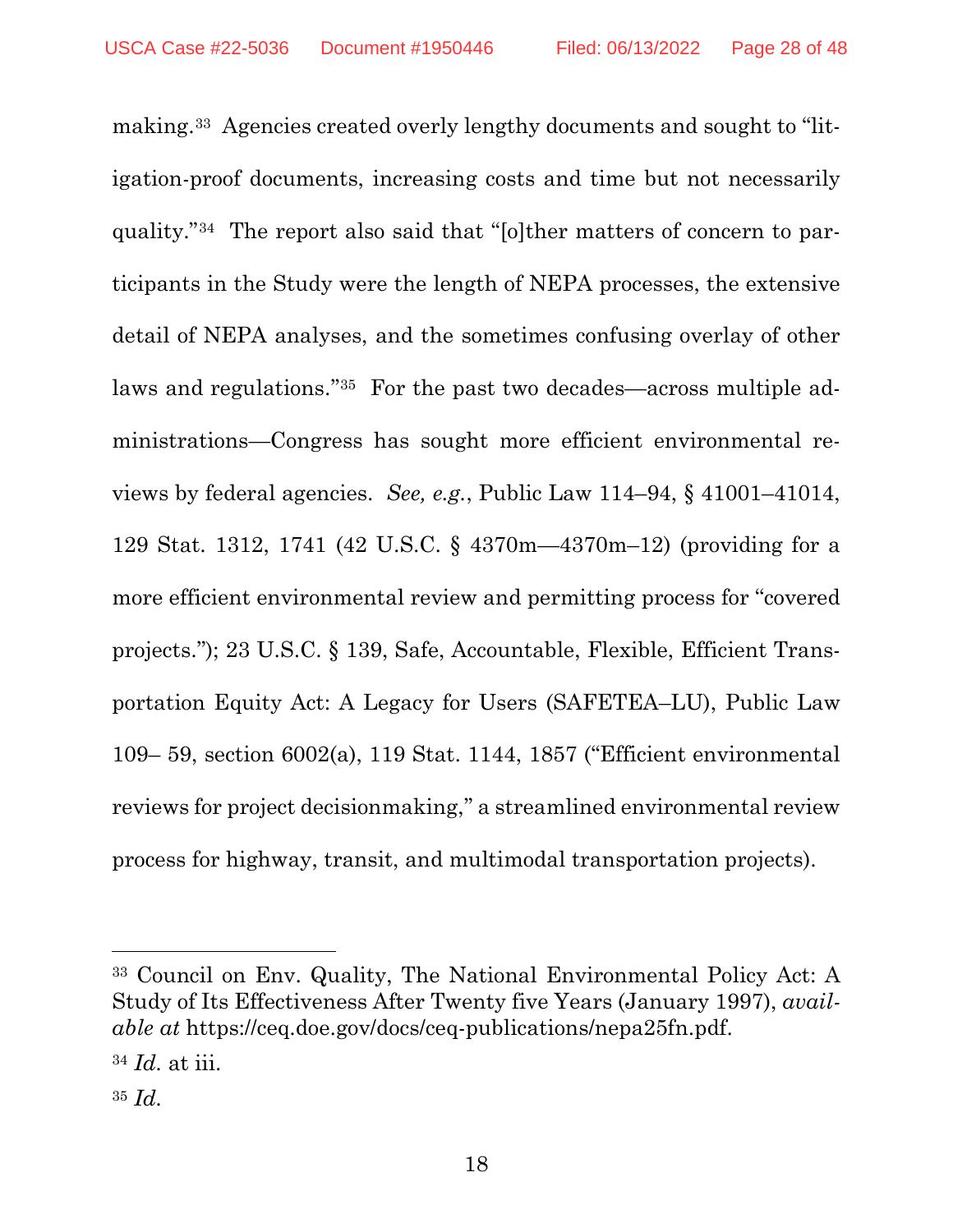making.[33] Agencies created overly lengthy documents and sought to "litigation-proof documents, increasing costs and time but not necessarily quality."[34] The report also said that "[o]ther matters of concern to participants in the Study were the length of NEPA processes, the extensive detail of NEPA analyses, and the sometimes confusing overlay of other laws and regulations."[35] For the past two decades—across multiple administrations—Congress has sought more efficient environmental reviews by federal agencies. *See, e.g.*, Public Law 114–94, § 41001–41014, 129 Stat. 1312, 1741 (42 U.S.C. § 4370m—4370m–12) (providing for a more efficient environmental review and permitting process for "covered projects."); 23 U.S.C. § 139, Safe, Accountable, Flexible, Efficient Transportation Equity Act: A Legacy for Users (SAFETEA–LU), Public Law 109– 59, section 6002(a), 119 Stat. 1144, 1857 ("Efficient environmental reviews for project decisionmaking," a streamlined environmental review process for highway, transit, and multimodal transportation projects).

---

[33] Council on Env. Quality, The National Environmental Policy Act: A Study of Its Effectiveness After Twenty five Years (January 1997), *available at* https://ceq.doe.gov/docs/ceq-publications/nepa25fn.pdf.

[34] *Id.* at iii.

[35] *Id.*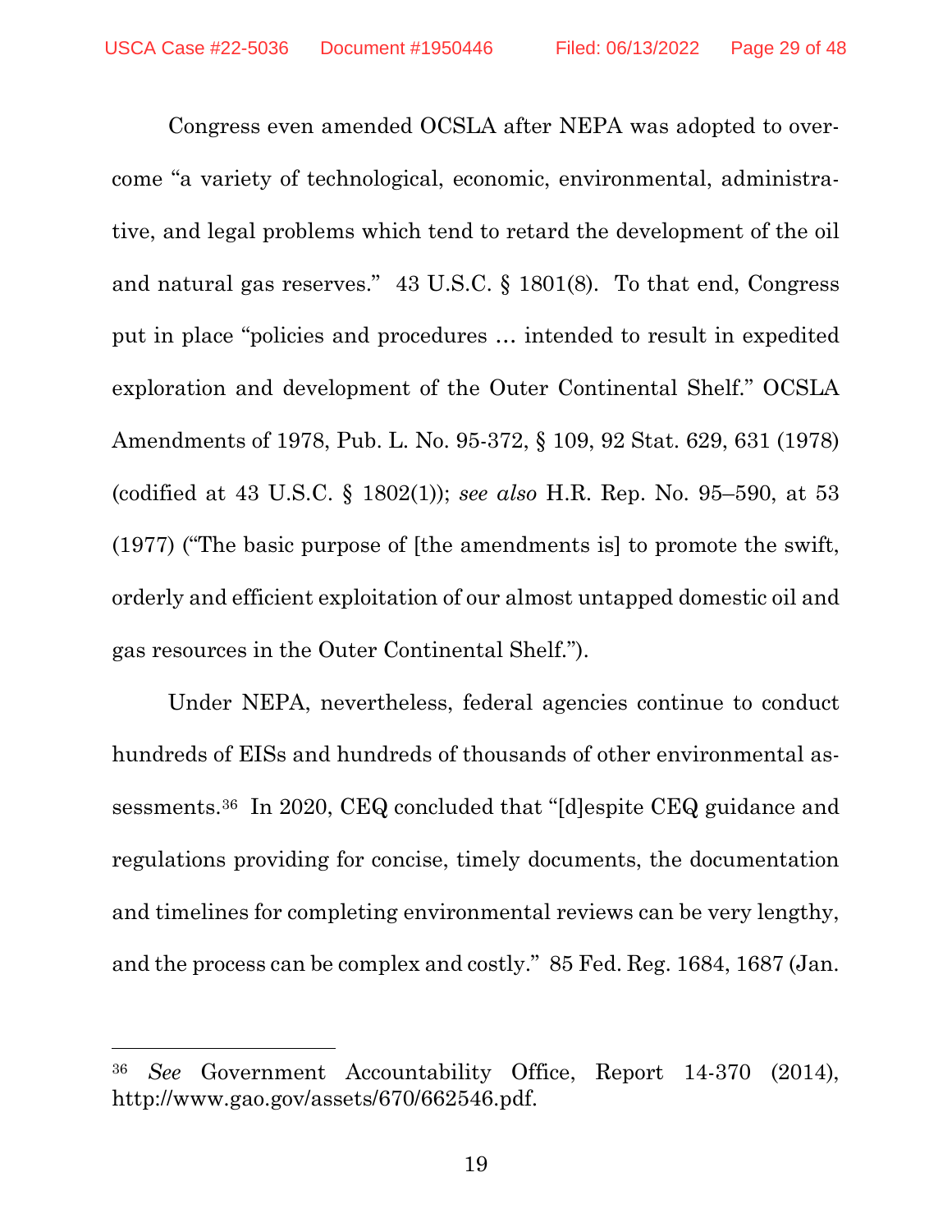Congress even amended OCSLA after NEPA was adopted to overcome "a variety of technological, economic, environmental, administrative, and legal problems which tend to retard the development of the oil and natural gas reserves." 43 U.S.C. § 1801(8). To that end, Congress put in place "policies and procedures … intended to result in expedited exploration and development of the Outer Continental Shelf." OCSLA Amendments of 1978, Pub. L. No. 95-372, § 109, 92 Stat. 629, 631 (1978) (codified at 43 U.S.C. § 1802(1)); *see also* H.R. Rep. No. 95–590, at 53 (1977) ("The basic purpose of [the amendments is] to promote the swift, orderly and efficient exploitation of our almost untapped domestic oil and gas resources in the Outer Continental Shelf.").

Under NEPA, nevertheless, federal agencies continue to conduct hundreds of EISs and hundreds of thousands of other environmental assessments.[36] In 2020, CEQ concluded that "[d]espite CEQ guidance and regulations providing for concise, timely documents, the documentation and timelines for completing environmental reviews can be very lengthy, and the process can be complex and costly." 85 Fed. Reg. 1684, 1687 (Jan.

---

[36] *See* Government Accountability Office, Report 14-370 (2014), http://www.gao.gov/assets/670/662546.pdf.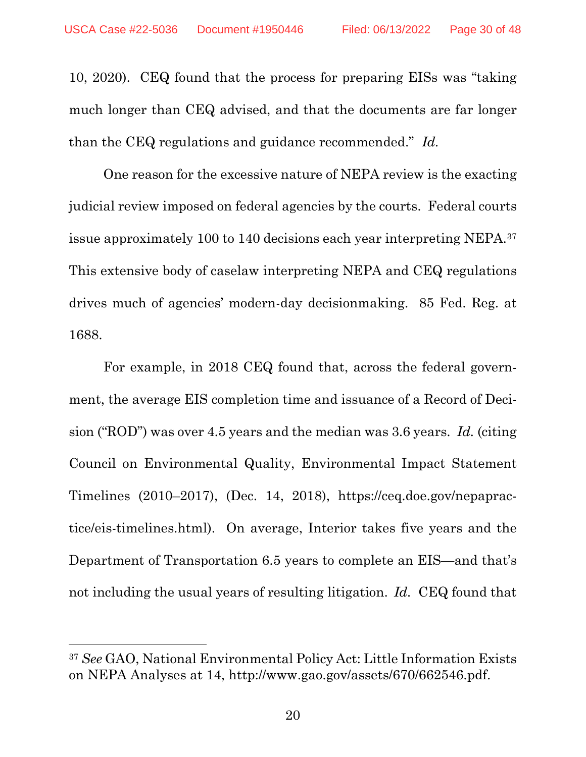10, 2020). CEQ found that the process for preparing EISs was "taking much longer than CEQ advised, and that the documents are far longer than the CEQ regulations and guidance recommended." *Id.*

One reason for the excessive nature of NEPA review is the exacting judicial review imposed on federal agencies by the courts. Federal courts issue approximately 100 to 140 decisions each year interpreting NEPA.[37] This extensive body of caselaw interpreting NEPA and CEQ regulations drives much of agencies' modern-day decisionmaking. 85 Fed. Reg. at 1688.

For example, in 2018 CEQ found that, across the federal government, the average EIS completion time and issuance of a Record of Decision ("ROD") was over 4.5 years and the median was 3.6 years. *Id.* (citing Council on Environmental Quality, Environmental Impact Statement Timelines (2010–2017), (Dec. 14, 2018), https://ceq.doe.gov/nepapractice/eis-timelines.html). On average, Interior takes five years and the Department of Transportation 6.5 years to complete an EIS—and that's not including the usual years of resulting litigation. *Id.* CEQ found that

---

[37] *See* GAO, National Environmental Policy Act: Little Information Exists on NEPA Analyses at 14, http://www.gao.gov/assets/670/662546.pdf.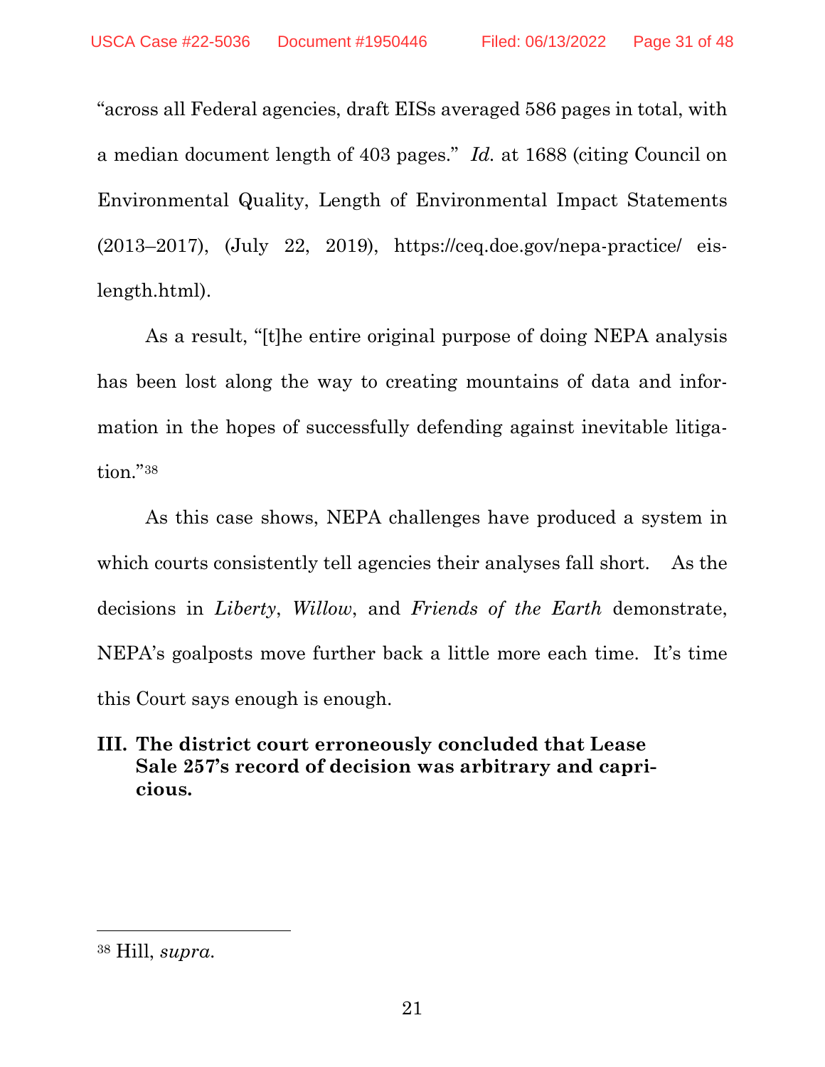"across all Federal agencies, draft EISs averaged 586 pages in total, with a median document length of 403 pages." *Id.* at 1688 (citing Council on Environmental Quality, Length of Environmental Impact Statements (2013–2017), (July 22, 2019), https://ceq.doe.gov/nepa-practice/ eis-length.html).

As a result, "[t]he entire original purpose of doing NEPA analysis has been lost along the way to creating mountains of data and information in the hopes of successfully defending against inevitable litigation."[38]

As this case shows, NEPA challenges have produced a system in which courts consistently tell agencies their analyses fall short. As the decisions in *Liberty*, *Willow*, and *Friends of the Earth* demonstrate, NEPA's goalposts move further back a little more each time. It's time this Court says enough is enough.

### III. The district court erroneously concluded that Lease Sale 257's record of decision was arbitrary and capricious.

---

[38] Hill, *supra*.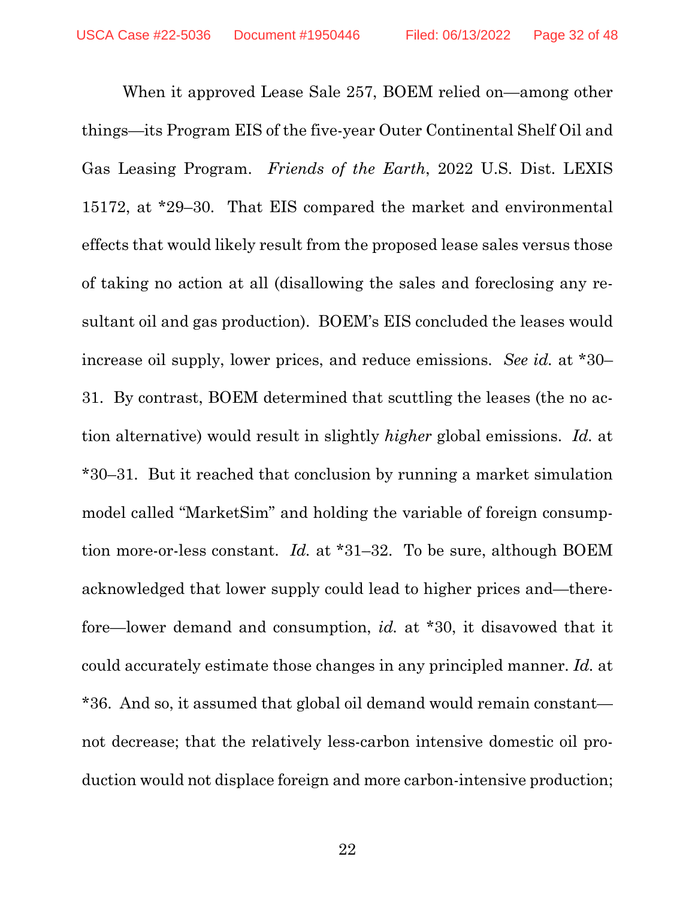When it approved Lease Sale 257, BOEM relied on—among other things—its Program EIS of the five-year Outer Continental Shelf Oil and Gas Leasing Program. *Friends of the Earth*, 2022 U.S. Dist. LEXIS 15172, at *29–30. That EIS compared the market and environmental effects that would likely result from the proposed lease sales versus those of taking no action at all (disallowing the sales and foreclosing any resultant oil and gas production). BOEM's EIS concluded the leases would increase oil supply, lower prices, and reduce emissions. *See id.* at *30–31. By contrast, BOEM determined that scuttling the leases (the no action alternative) would result in slightly *higher* global emissions. *Id.* at *30–31. But it reached that conclusion by running a market simulation model called "MarketSim" and holding the variable of foreign consumption more-or-less constant. *Id.* at *31–32. To be sure, although BOEM acknowledged that lower supply could lead to higher prices and—therefore—lower demand and consumption, *id.* at *30, it disavowed that it could accurately estimate those changes in any principled manner. *Id.* at *36. And so, it assumed that global oil demand would remain constant—not decrease; that the relatively less-carbon intensive domestic oil production would not displace foreign and more carbon-intensive production;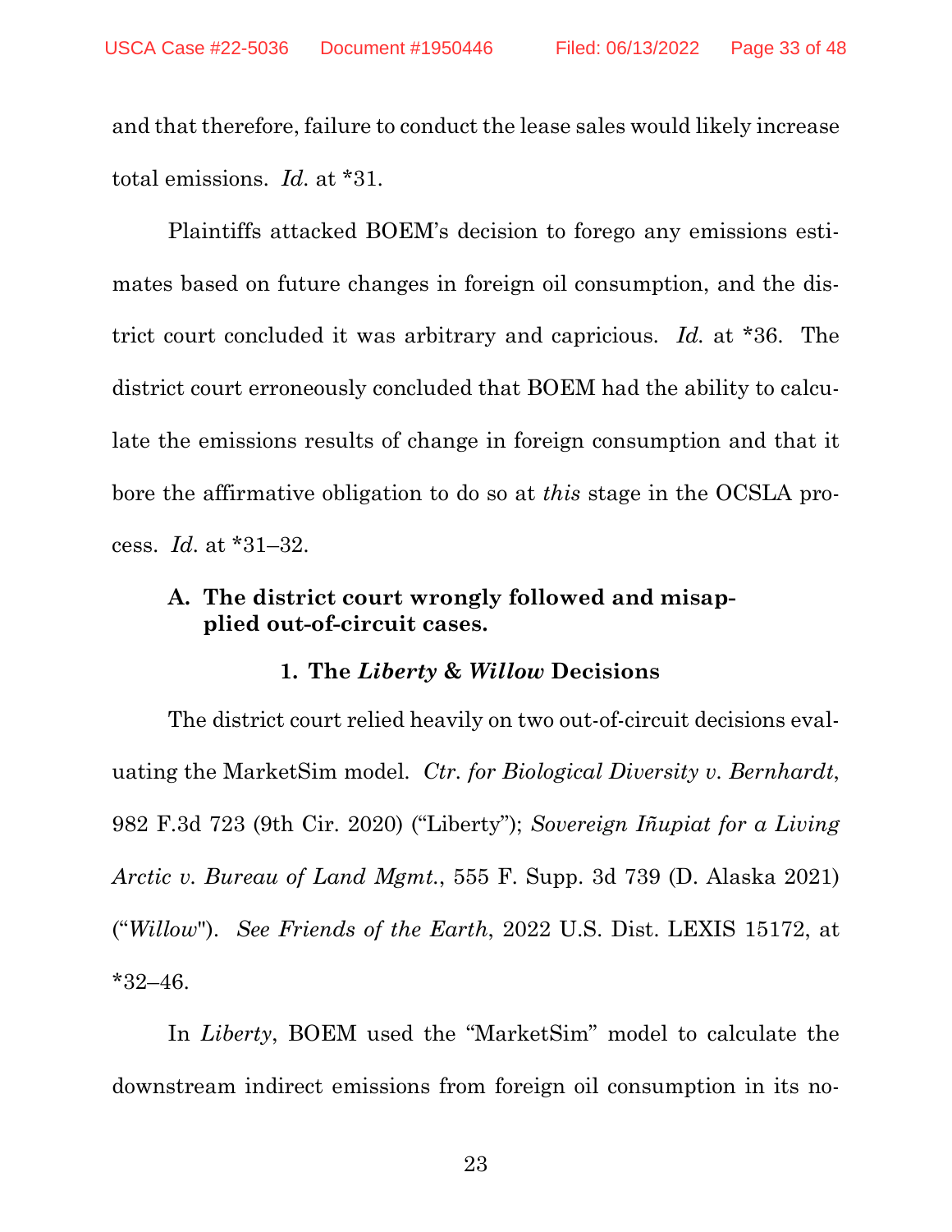and that therefore, failure to conduct the lease sales would likely increase total emissions. *Id.* at *31.

Plaintiffs attacked BOEM's decision to forego any emissions estimates based on future changes in foreign oil consumption, and the district court concluded it was arbitrary and capricious. *Id.* at *36. The district court erroneously concluded that BOEM had the ability to calculate the emissions results of change in foreign consumption and that it bore the affirmative obligation to do so at *this* stage in the OCSLA process. *Id.* at *31–32.

### A. The district court wrongly followed and misapplied out-of-circuit cases.

#### 1. The *Liberty* & *Willow* Decisions

The district court relied heavily on two out-of-circuit decisions evaluating the MarketSim model. *Ctr. for Biological Diversity v. Bernhardt*, 982 F.3d 723 (9th Cir. 2020) ("Liberty"); *Sovereign Iñupiat for a Living Arctic v. Bureau of Land Mgmt.*, 555 F. Supp. 3d 739 (D. Alaska 2021) ("*Willow*"). *See Friends of the Earth*, 2022 U.S. Dist. LEXIS 15172, at *32–46.

In *Liberty*, BOEM used the "MarketSim" model to calculate the downstream indirect emissions from foreign oil consumption in its no-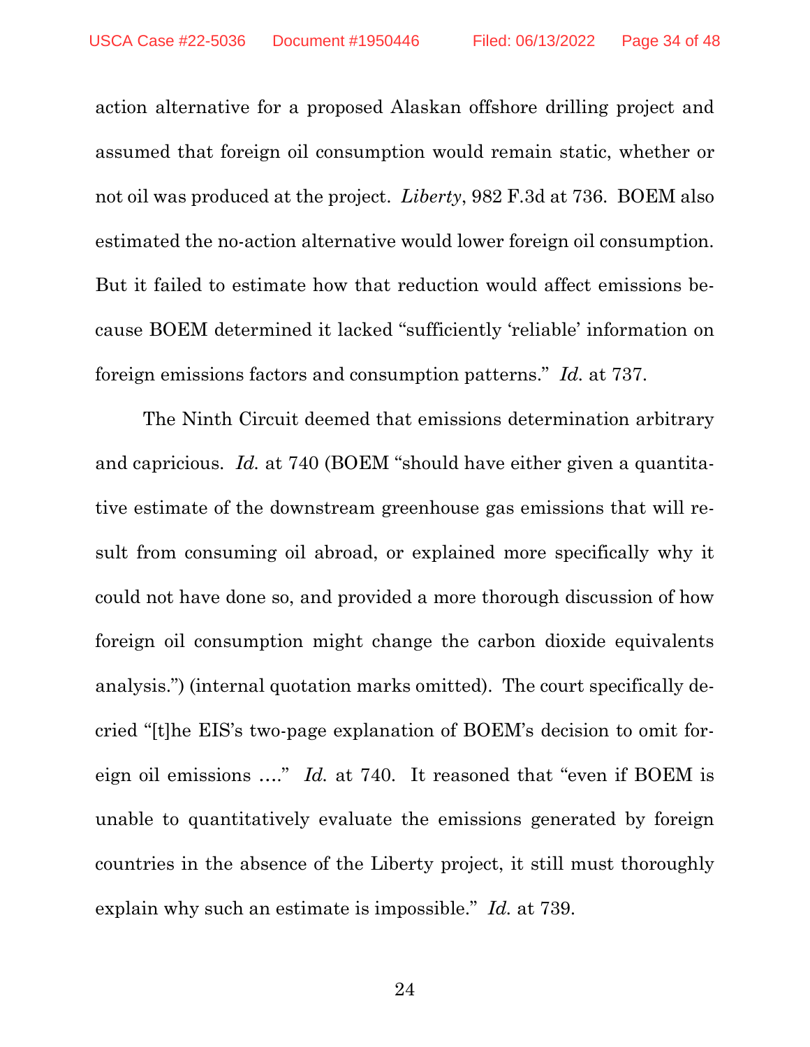action alternative for a proposed Alaskan offshore drilling project and assumed that foreign oil consumption would remain static, whether or not oil was produced at the project. *Liberty*, 982 F.3d at 736. BOEM also estimated the no-action alternative would lower foreign oil consumption. But it failed to estimate how that reduction would affect emissions because BOEM determined it lacked "sufficiently 'reliable' information on foreign emissions factors and consumption patterns." *Id.* at 737.

The Ninth Circuit deemed that emissions determination arbitrary and capricious. *Id.* at 740 (BOEM "should have either given a quantitative estimate of the downstream greenhouse gas emissions that will result from consuming oil abroad, or explained more specifically why it could not have done so, and provided a more thorough discussion of how foreign oil consumption might change the carbon dioxide equivalents analysis.") (internal quotation marks omitted). The court specifically decried "[t]he EIS's two-page explanation of BOEM's decision to omit foreign oil emissions …." *Id.* at 740. It reasoned that "even if BOEM is unable to quantitatively evaluate the emissions generated by foreign countries in the absence of the Liberty project, it still must thoroughly explain why such an estimate is impossible." *Id.* at 739.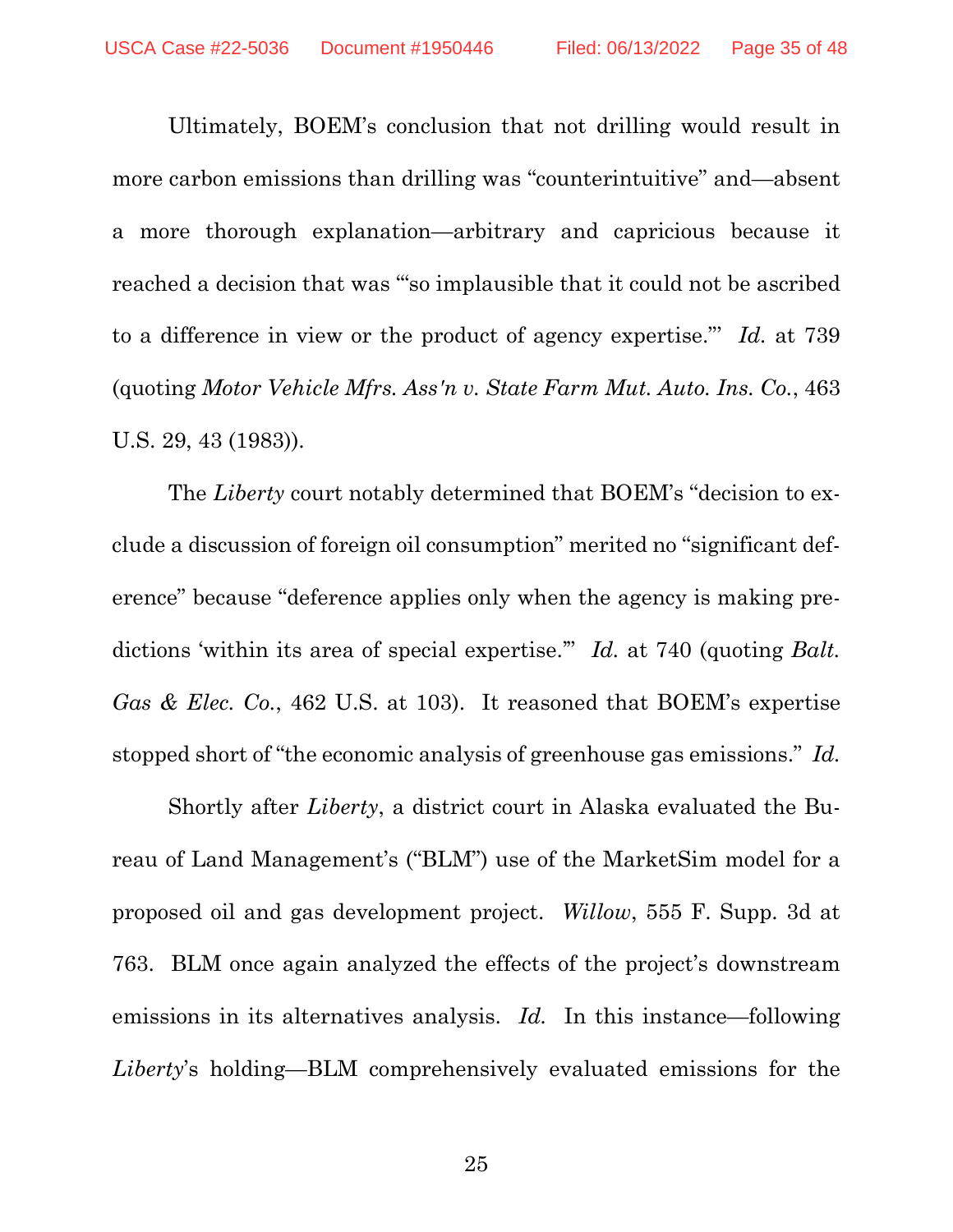Ultimately, BOEM's conclusion that not drilling would result in more carbon emissions than drilling was "counterintuitive" and—absent a more thorough explanation—arbitrary and capricious because it reached a decision that was "'so implausible that it could not be ascribed to a difference in view or the product of agency expertise.'" *Id.* at 739 (quoting *Motor Vehicle Mfrs. Ass'n v. State Farm Mut. Auto. Ins. Co.*, 463 U.S. 29, 43 (1983)).

The *Liberty* court notably determined that BOEM's "decision to exclude a discussion of foreign oil consumption" merited no "significant deference" because "deference applies only when the agency is making predictions 'within its area of special expertise.'" *Id.* at 740 (quoting *Balt. Gas & Elec. Co.*, 462 U.S. at 103). It reasoned that BOEM's expertise stopped short of "the economic analysis of greenhouse gas emissions." *Id.*

Shortly after *Liberty*, a district court in Alaska evaluated the Bureau of Land Management's ("BLM") use of the MarketSim model for a proposed oil and gas development project. *Willow*, 555 F. Supp. 3d at 763. BLM once again analyzed the effects of the project's downstream emissions in its alternatives analysis. *Id.* In this instance—following *Liberty*'s holding—BLM comprehensively evaluated emissions for the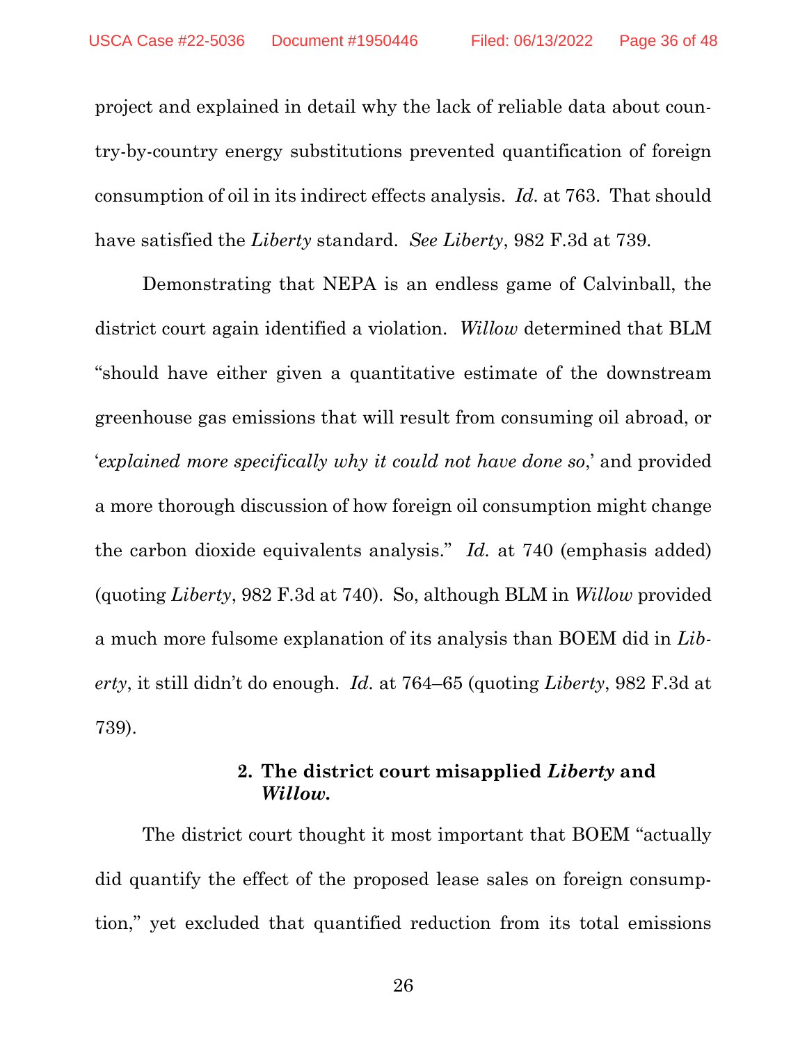project and explained in detail why the lack of reliable data about country-by-country energy substitutions prevented quantification of foreign consumption of oil in its indirect effects analysis. *Id.* at 763. That should have satisfied the *Liberty* standard. *See Liberty*, 982 F.3d at 739.

Demonstrating that NEPA is an endless game of Calvinball, the district court again identified a violation. *Willow* determined that BLM "should have either given a quantitative estimate of the downstream greenhouse gas emissions that will result from consuming oil abroad, or '*explained more specifically why it could not have done so*,' and provided a more thorough discussion of how foreign oil consumption might change the carbon dioxide equivalents analysis." *Id.* at 740 (emphasis added) (quoting *Liberty*, 982 F.3d at 740). So, although BLM in *Willow* provided a much more fulsome explanation of its analysis than BOEM did in *Liberty*, it still didn't do enough. *Id.* at 764–65 (quoting *Liberty*, 982 F.3d at 739).

#### 2. The district court misapplied *Liberty* and *Willow*.

The district court thought it most important that BOEM "actually did quantify the effect of the proposed lease sales on foreign consumption," yet excluded that quantified reduction from its total emissions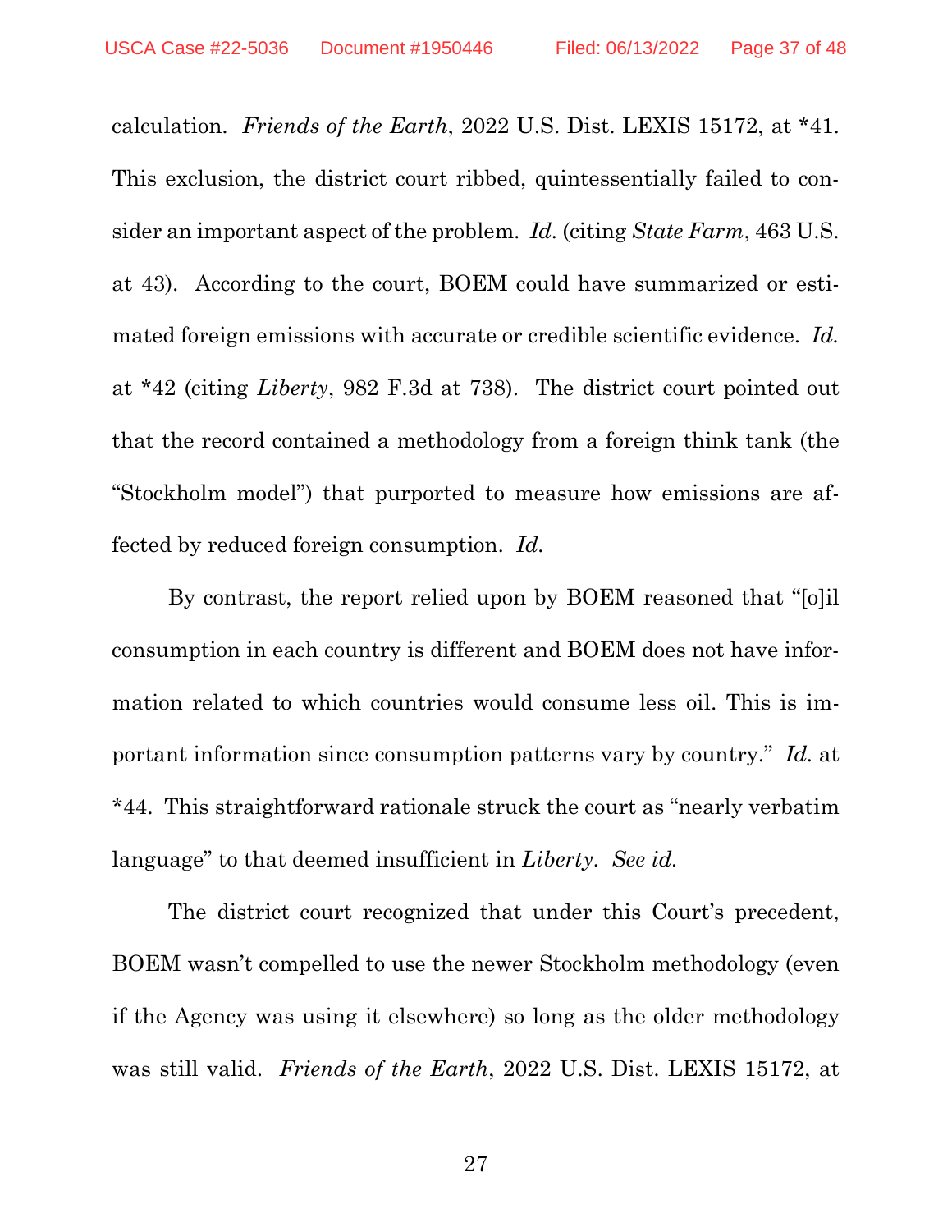calculation. *Friends of the Earth*, 2022 U.S. Dist. LEXIS 15172, at *41. This exclusion, the district court ribbed, quintessentially failed to consider an important aspect of the problem. *Id.* (citing *State Farm*, 463 U.S. at 43). According to the court, BOEM could have summarized or estimated foreign emissions with accurate or credible scientific evidence. *Id.* at *42 (citing *Liberty*, 982 F.3d at 738). The district court pointed out that the record contained a methodology from a foreign think tank (the "Stockholm model") that purported to measure how emissions are affected by reduced foreign consumption. *Id.*

By contrast, the report relied upon by BOEM reasoned that "[o]il consumption in each country is different and BOEM does not have information related to which countries would consume less oil. This is important information since consumption patterns vary by country." *Id.* at *44. This straightforward rationale struck the court as "nearly verbatim language" to that deemed insufficient in *Liberty*. *See id.*

The district court recognized that under this Court's precedent, BOEM wasn't compelled to use the newer Stockholm methodology (even if the Agency was using it elsewhere) so long as the older methodology was still valid. *Friends of the Earth*, 2022 U.S. Dist. LEXIS 15172, at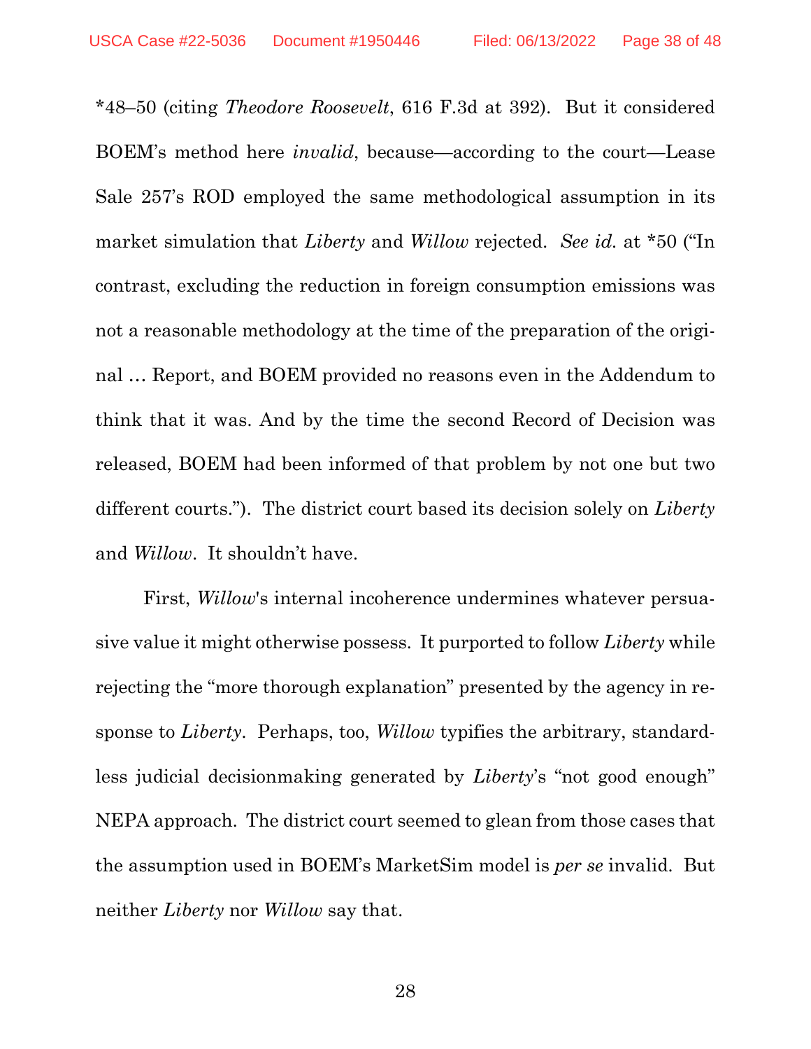*48–50 (citing *Theodore Roosevelt*, 616 F.3d at 392). But it considered BOEM's method here *invalid*, because—according to the court—Lease Sale 257's ROD employed the same methodological assumption in its market simulation that *Liberty* and *Willow* rejected. *See id.* at *50 ("In contrast, excluding the reduction in foreign consumption emissions was not a reasonable methodology at the time of the preparation of the original … Report, and BOEM provided no reasons even in the Addendum to think that it was. And by the time the second Record of Decision was released, BOEM had been informed of that problem by not one but two different courts."). The district court based its decision solely on *Liberty* and *Willow*. It shouldn't have.

First, *Willow*'s internal incoherence undermines whatever persuasive value it might otherwise possess. It purported to follow *Liberty* while rejecting the "more thorough explanation" presented by the agency in response to *Liberty*. Perhaps, too, *Willow* typifies the arbitrary, standardless judicial decisionmaking generated by *Liberty*'s "not good enough" NEPA approach. The district court seemed to glean from those cases that the assumption used in BOEM's MarketSim model is *per se* invalid. But neither *Liberty* nor *Willow* say that.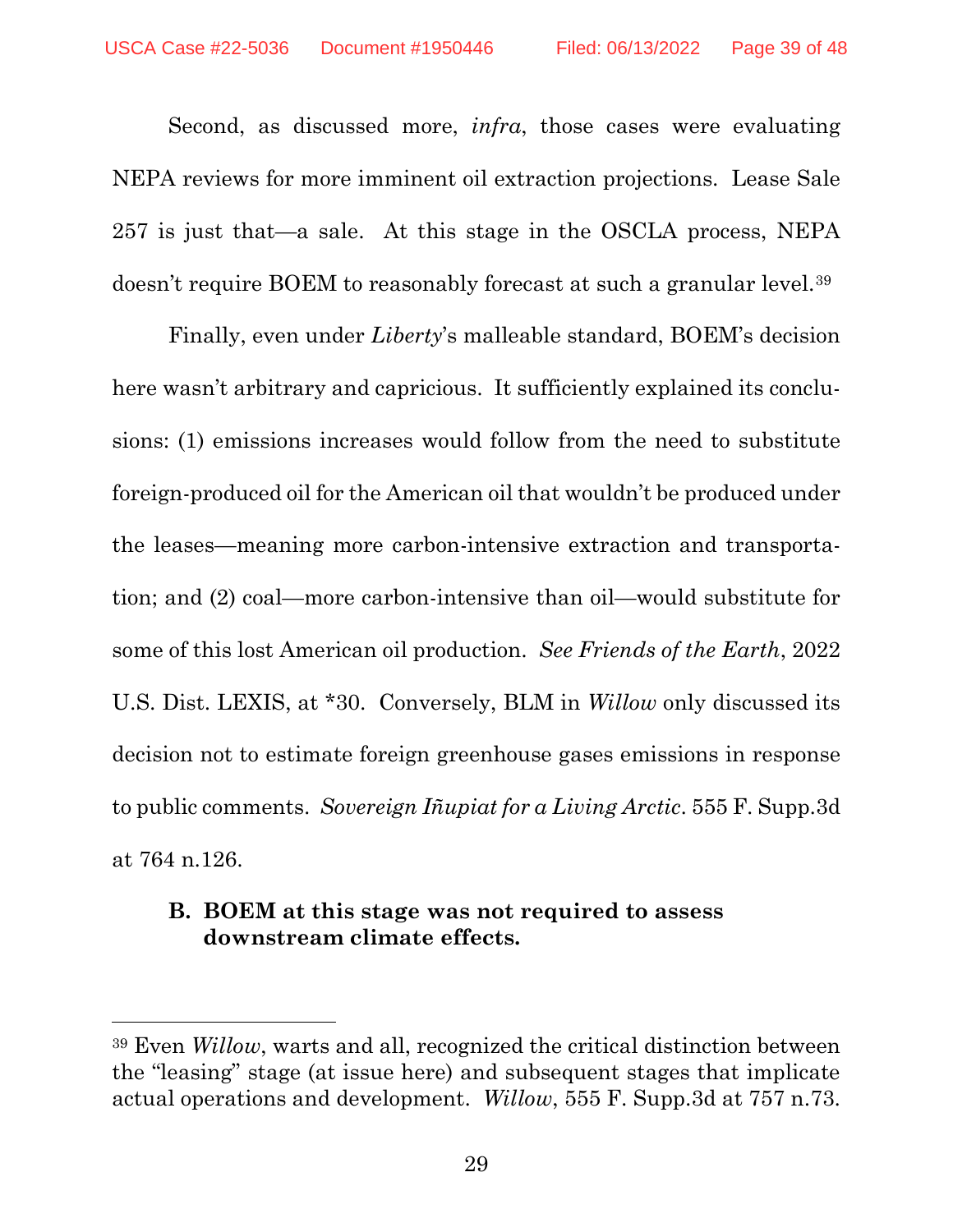Second, as discussed more, *infra*, those cases were evaluating NEPA reviews for more imminent oil extraction projections. Lease Sale 257 is just that—a sale. At this stage in the OSCLA process, NEPA doesn't require BOEM to reasonably forecast at such a granular level.[39]

Finally, even under *Liberty*'s malleable standard, BOEM's decision here wasn't arbitrary and capricious. It sufficiently explained its conclusions: (1) emissions increases would follow from the need to substitute foreign-produced oil for the American oil that wouldn't be produced under the leases—meaning more carbon-intensive extraction and transportation; and (2) coal—more carbon-intensive than oil—would substitute for some of this lost American oil production. *See Friends of the Earth*, 2022 U.S. Dist. LEXIS, at *30. Conversely, BLM in *Willow* only discussed its decision not to estimate foreign greenhouse gases emissions in response to public comments. *Sovereign Iñupiat for a Living Arctic*. 555 F. Supp.3d at 764 n.126.

### B. BOEM at this stage was not required to assess downstream climate effects.

---

[39] Even *Willow*, warts and all, recognized the critical distinction between the "leasing" stage (at issue here) and subsequent stages that implicate actual operations and development. *Willow*, 555 F. Supp.3d at 757 n.73.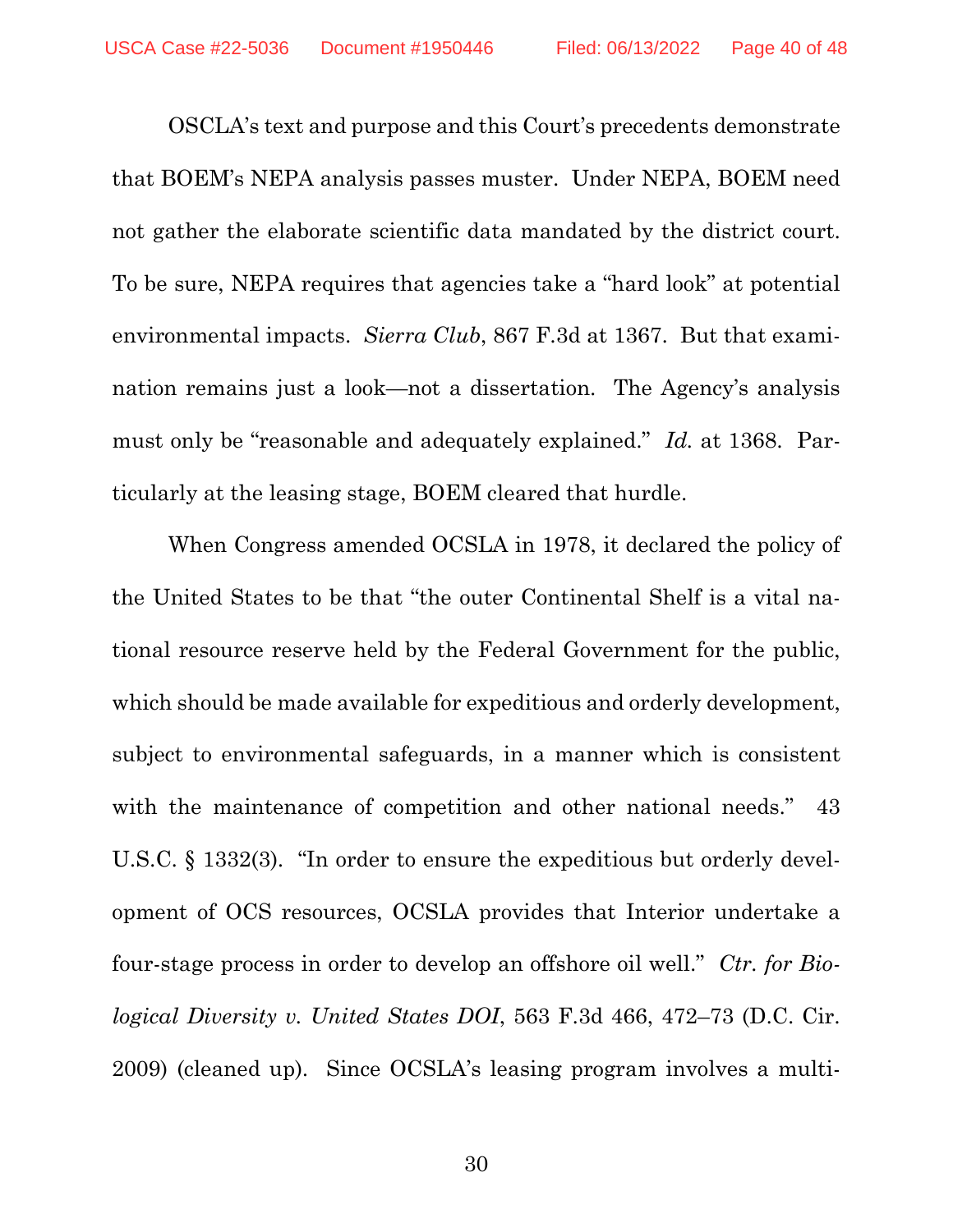OSCLA's text and purpose and this Court's precedents demonstrate that BOEM's NEPA analysis passes muster. Under NEPA, BOEM need not gather the elaborate scientific data mandated by the district court. To be sure, NEPA requires that agencies take a "hard look" at potential environmental impacts. *Sierra Club*, 867 F.3d at 1367. But that examination remains just a look—not a dissertation. The Agency's analysis must only be "reasonable and adequately explained." *Id.* at 1368. Particularly at the leasing stage, BOEM cleared that hurdle.

When Congress amended OCSLA in 1978, it declared the policy of the United States to be that "the outer Continental Shelf is a vital national resource reserve held by the Federal Government for the public, which should be made available for expeditious and orderly development, subject to environmental safeguards, in a manner which is consistent with the maintenance of competition and other national needs." 43 U.S.C. § 1332(3). "In order to ensure the expeditious but orderly development of OCS resources, OCSLA provides that Interior undertake a four-stage process in order to develop an offshore oil well." *Ctr. for Biological Diversity v. United States DOI*, 563 F.3d 466, 472–73 (D.C. Cir. 2009) (cleaned up). Since OCSLA's leasing program involves a multi-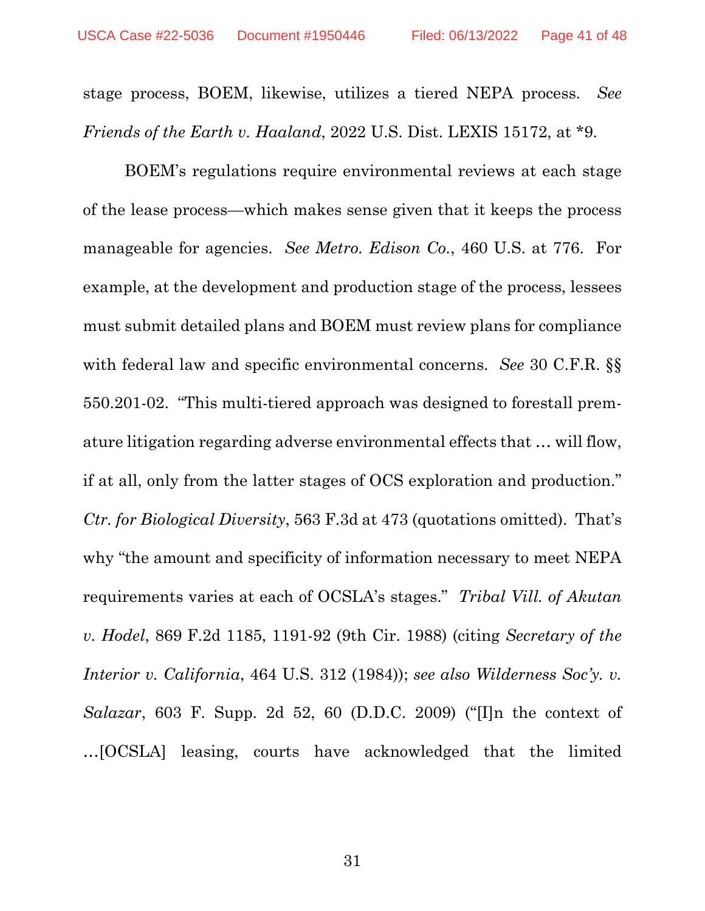stage process, BOEM, likewise, utilizes a tiered NEPA process. *See Friends of the Earth v. Haaland*, 2022 U.S. Dist. LEXIS 15172, at *9.

BOEM's regulations require environmental reviews at each stage of the lease process—which makes sense given that it keeps the process manageable for agencies. *See Metro. Edison Co.*, 460 U.S. at 776. For example, at the development and production stage of the process, lessees must submit detailed plans and BOEM must review plans for compliance with federal law and specific environmental concerns. *See* 30 C.F.R. §§ 550.201-02. "This multi-tiered approach was designed to forestall premature litigation regarding adverse environmental effects that … will flow, if at all, only from the latter stages of OCS exploration and production." *Ctr. for Biological Diversity*, 563 F.3d at 473 (quotations omitted). That's why "the amount and specificity of information necessary to meet NEPA requirements varies at each of OCSLA's stages." *Tribal Vill. of Akutan v. Hodel*, 869 F.2d 1185, 1191-92 (9th Cir. 1988) (citing *Secretary of the Interior v. California*, 464 U.S. 312 (1984)); *see also Wilderness Soc'y. v. Salazar*, 603 F. Supp. 2d 52, 60 (D.D.C. 2009) ("[I]n the context of …[OCSLA] leasing, courts have acknowledged that the limited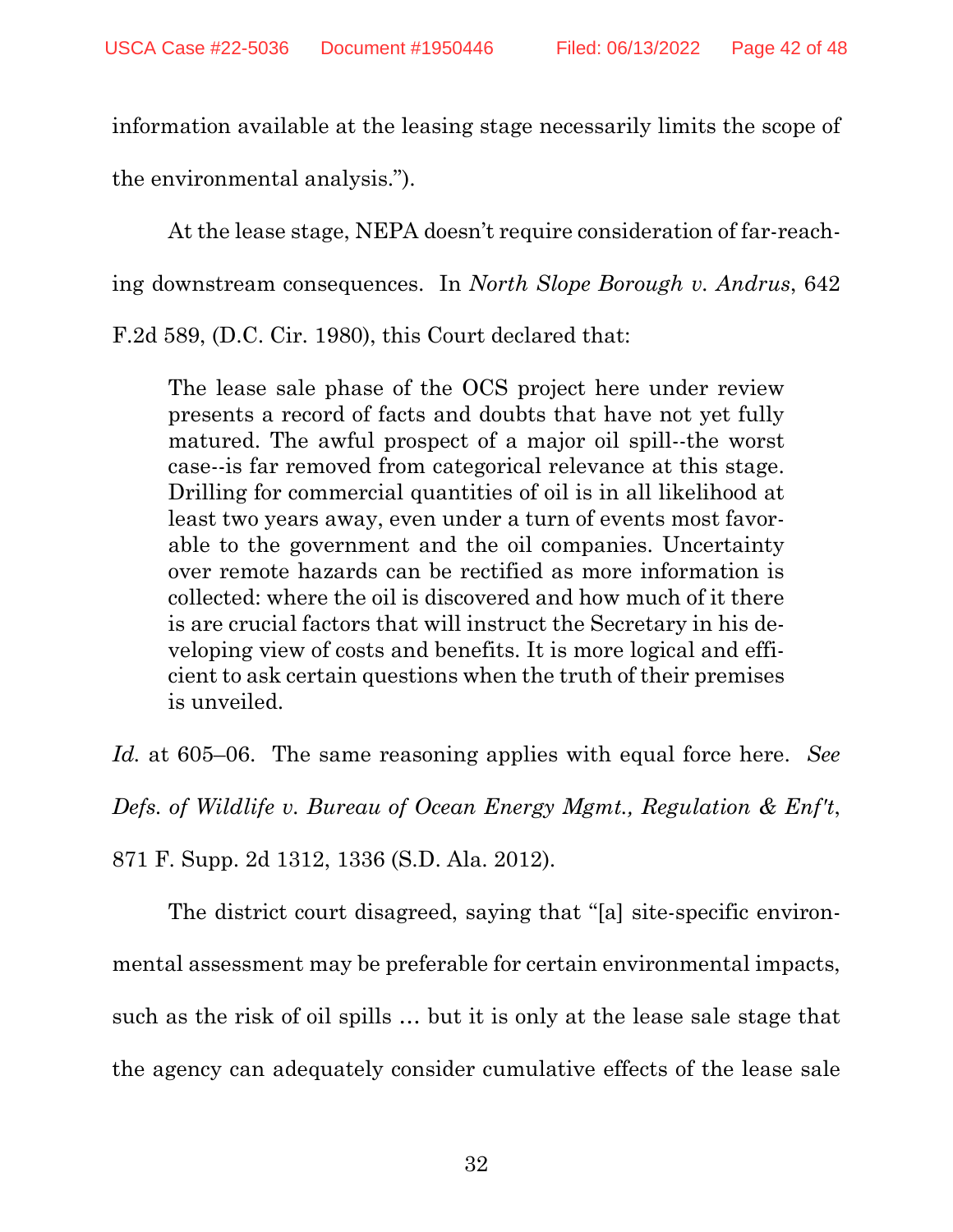information available at the leasing stage necessarily limits the scope of the environmental analysis.").

At the lease stage, NEPA doesn't require consideration of far-reaching downstream consequences. In *North Slope Borough v. Andrus*, 642 F.2d 589, (D.C. Cir. 1980), this Court declared that:

> The lease sale phase of the OCS project here under review presents a record of facts and doubts that have not yet fully matured. The awful prospect of a major oil spill--the worst case--is far removed from categorical relevance at this stage. Drilling for commercial quantities of oil is in all likelihood at least two years away, even under a turn of events most favorable to the government and the oil companies. Uncertainty over remote hazards can be rectified as more information is collected: where the oil is discovered and how much of it there is are crucial factors that will instruct the Secretary in his developing view of costs and benefits. It is more logical and efficient to ask certain questions when the truth of their premises is unveiled.

*Id.* at 605–06. The same reasoning applies with equal force here. *See Defs. of Wildlife v. Bureau of Ocean Energy Mgmt., Regulation & Enf't*, 871 F. Supp. 2d 1312, 1336 (S.D. Ala. 2012).

The district court disagreed, saying that "[a] site-specific environmental assessment may be preferable for certain environmental impacts, such as the risk of oil spills … but it is only at the lease sale stage that the agency can adequately consider cumulative effects of the lease sale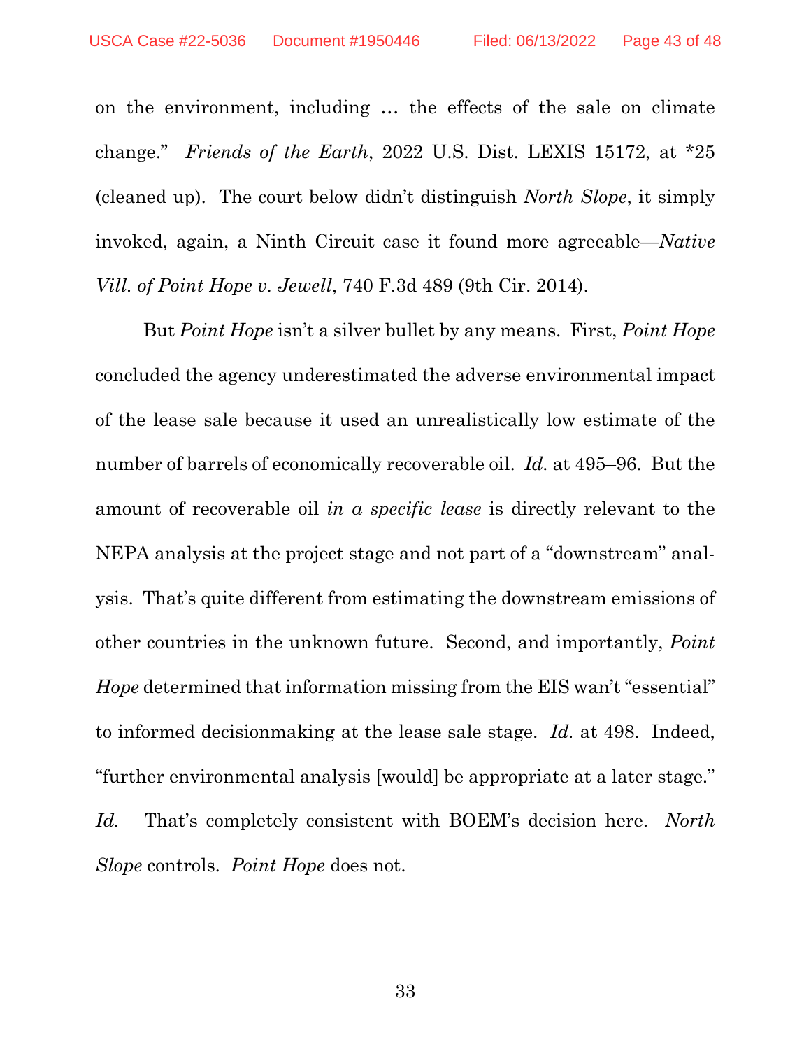on the environment, including … the effects of the sale on climate change." *Friends of the Earth*, 2022 U.S. Dist. LEXIS 15172, at *25 (cleaned up). The court below didn't distinguish *North Slope*, it simply invoked, again, a Ninth Circuit case it found more agreeable—*Native Vill. of Point Hope v. Jewell*, 740 F.3d 489 (9th Cir. 2014).

But *Point Hope* isn't a silver bullet by any means. First, *Point Hope* concluded the agency underestimated the adverse environmental impact of the lease sale because it used an unrealistically low estimate of the number of barrels of economically recoverable oil. *Id.* at 495–96. But the amount of recoverable oil *in a specific lease* is directly relevant to the NEPA analysis at the project stage and not part of a "downstream" analysis. That's quite different from estimating the downstream emissions of other countries in the unknown future. Second, and importantly, *Point Hope* determined that information missing from the EIS wan't "essential" to informed decisionmaking at the lease sale stage. *Id.* at 498. Indeed, "further environmental analysis [would] be appropriate at a later stage." *Id.* That's completely consistent with BOEM's decision here. *North Slope* controls. *Point Hope* does not.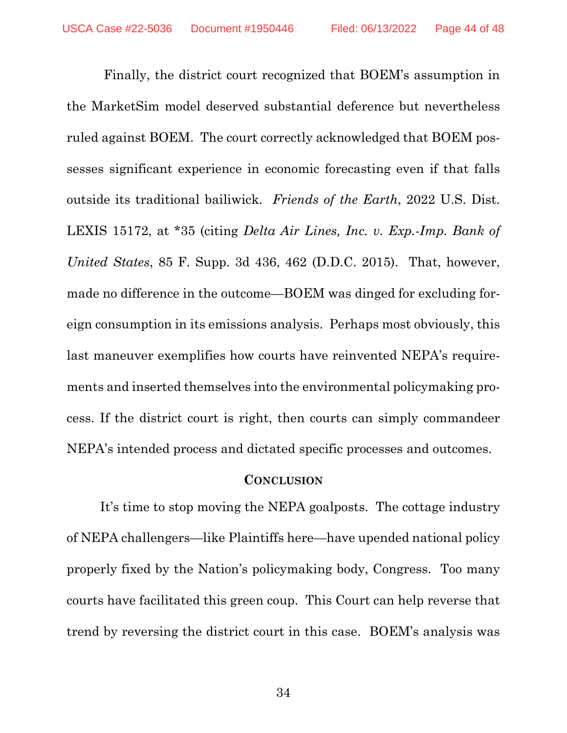Finally, the district court recognized that BOEM's assumption in the MarketSim model deserved substantial deference but nevertheless ruled against BOEM. The court correctly acknowledged that BOEM possesses significant experience in economic forecasting even if that falls outside its traditional bailiwick. *Friends of the Earth*, 2022 U.S. Dist. LEXIS 15172, at *35 (citing *Delta Air Lines, Inc. v. Exp.-Imp. Bank of United States*, 85 F. Supp. 3d 436, 462 (D.D.C. 2015). That, however, made no difference in the outcome—BOEM was dinged for excluding foreign consumption in its emissions analysis. Perhaps most obviously, this last maneuver exemplifies how courts have reinvented NEPA's requirements and inserted themselves into the environmental policymaking process. If the district court is right, then courts can simply commandeer NEPA's intended process and dictated specific processes and outcomes.

## Conclusion

It's time to stop moving the NEPA goalposts. The cottage industry of NEPA challengers—like Plaintiffs here—have upended national policy properly fixed by the Nation's policymaking body, Congress. Too many courts have facilitated this green coup. This Court can help reverse that trend by reversing the district court in this case. BOEM's analysis was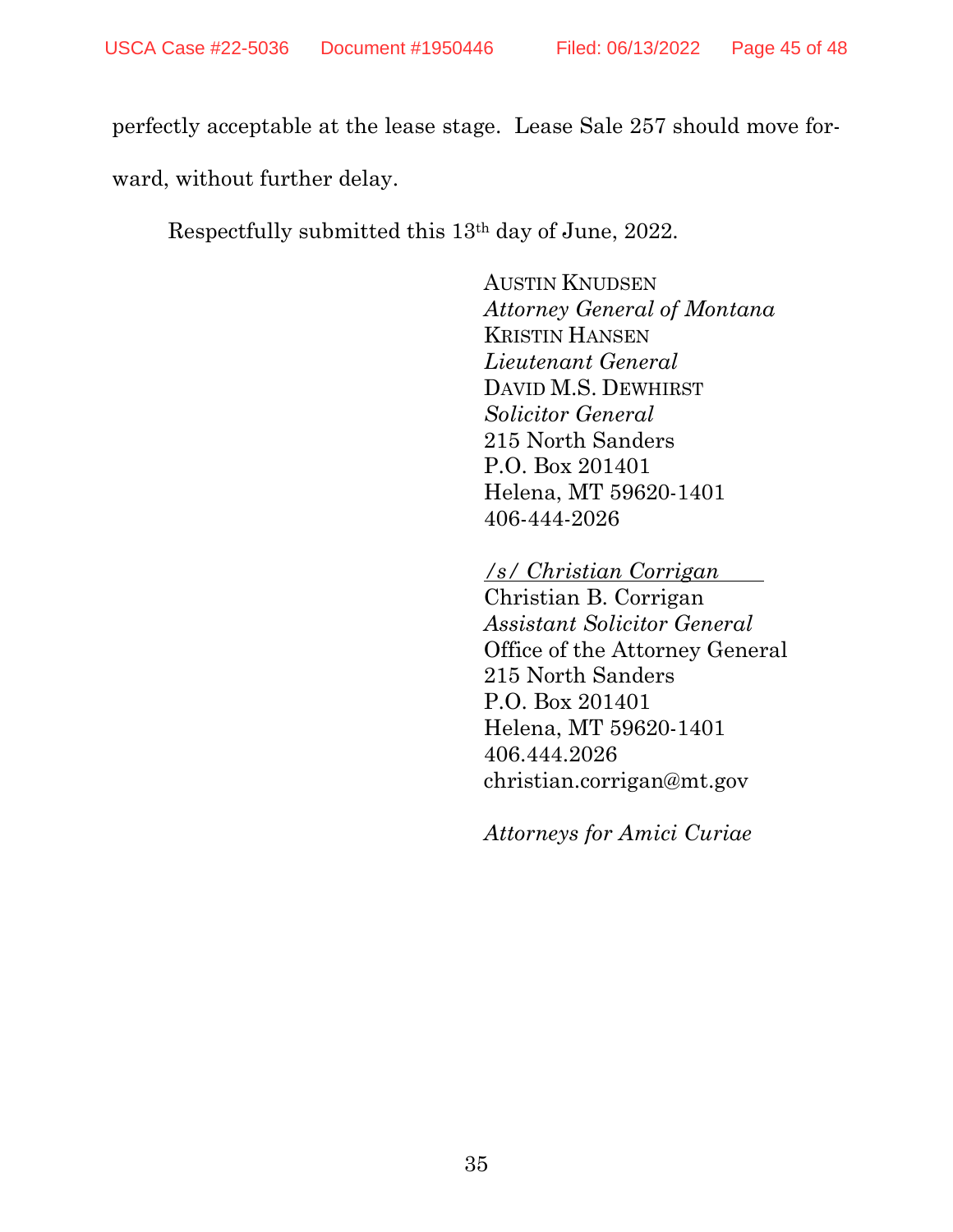perfectly acceptable at the lease stage. Lease Sale 257 should move forward, without further delay.

Respectfully submitted this 13th day of June, 2022.

AUSTIN KNUDSEN
*Attorney General of Montana*
KRISTIN HANSEN
*Lieutenant General*
DAVID M.S. DEWHIRST
*Solicitor General*
215 North Sanders
P.O. Box 201401
Helena, MT 59620-1401
406-444-2026

*/s/ Christian Corrigan*
Christian B. Corrigan
*Assistant Solicitor General*
Office of the Attorney General
215 North Sanders
P.O. Box 201401
Helena, MT 59620-1401
406.444.2026
christian.corrigan@mt.gov

*Attorneys for Amici Curiae*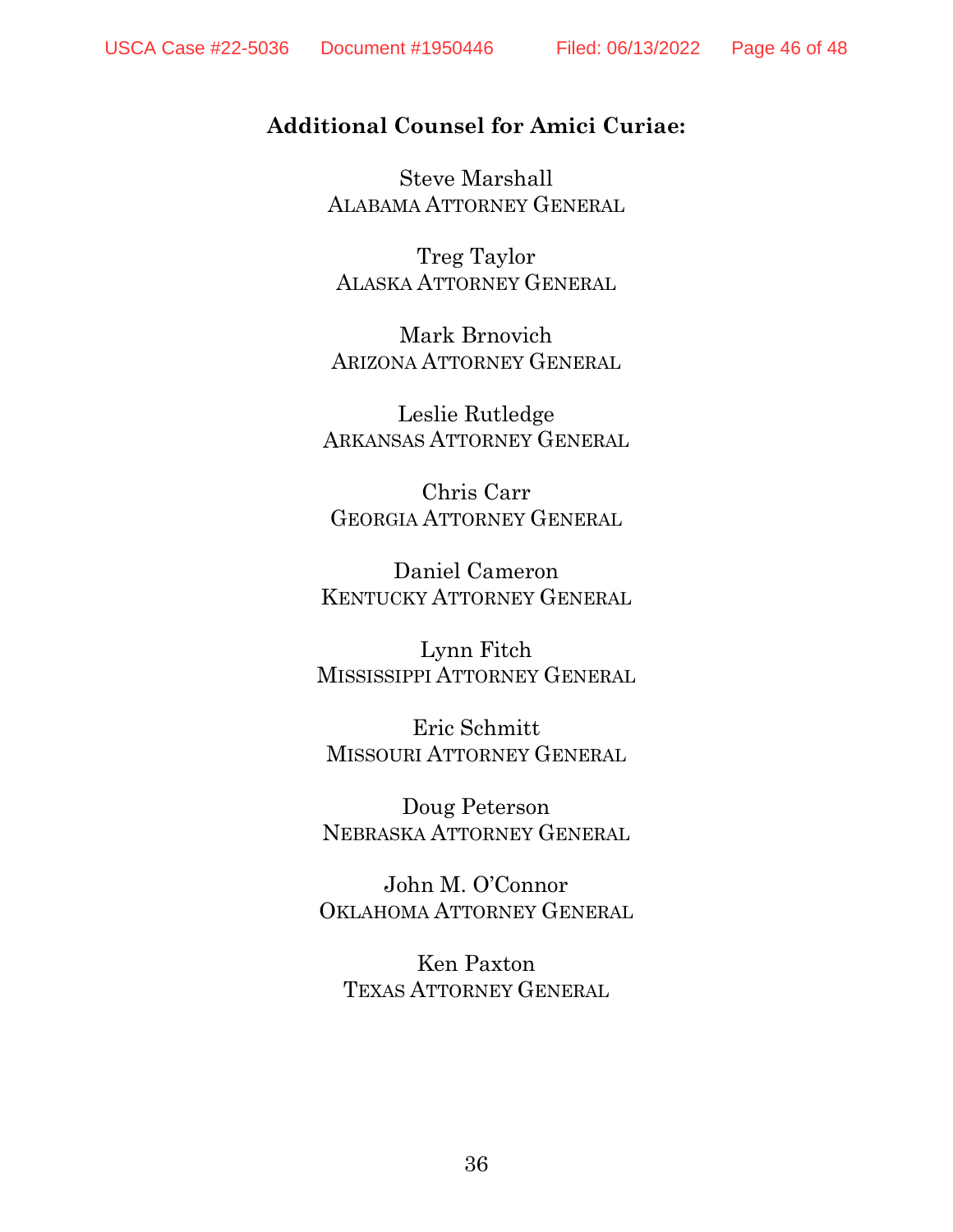**Additional Counsel for Amici Curiae:**

Steve Marshall
ALABAMA ATTORNEY GENERAL

Treg Taylor
ALASKA ATTORNEY GENERAL

Mark Brnovich
ARIZONA ATTORNEY GENERAL

Leslie Rutledge
ARKANSAS ATTORNEY GENERAL

Chris Carr
GEORGIA ATTORNEY GENERAL

Daniel Cameron
KENTUCKY ATTORNEY GENERAL

Lynn Fitch
MISSISSIPPI ATTORNEY GENERAL

Eric Schmitt
MISSOURI ATTORNEY GENERAL

Doug Peterson
NEBRASKA ATTORNEY GENERAL

John M. O'Connor
OKLAHOMA ATTORNEY GENERAL

Ken Paxton
TEXAS ATTORNEY GENERAL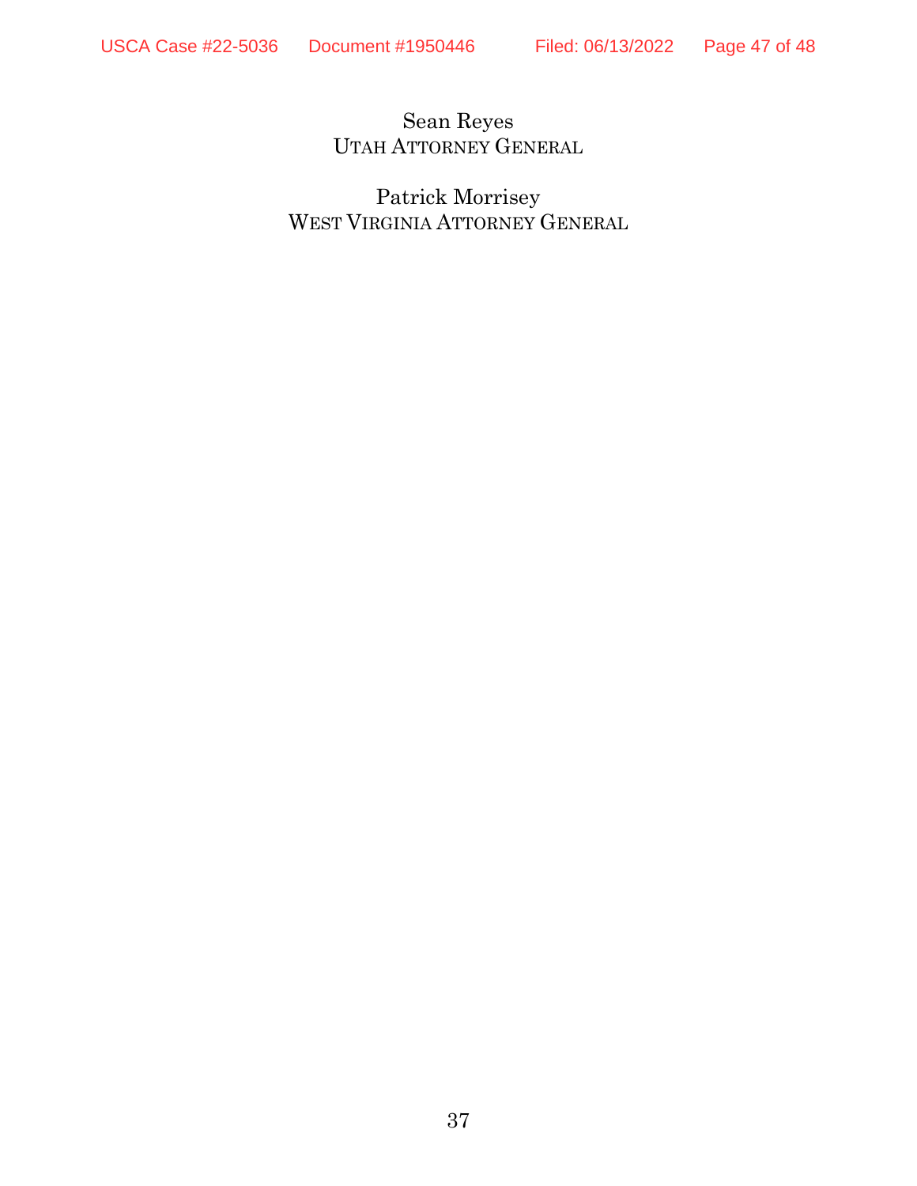Sean Reyes
UTAH ATTORNEY GENERAL

Patrick Morrisey
WEST VIRGINIA ATTORNEY GENERAL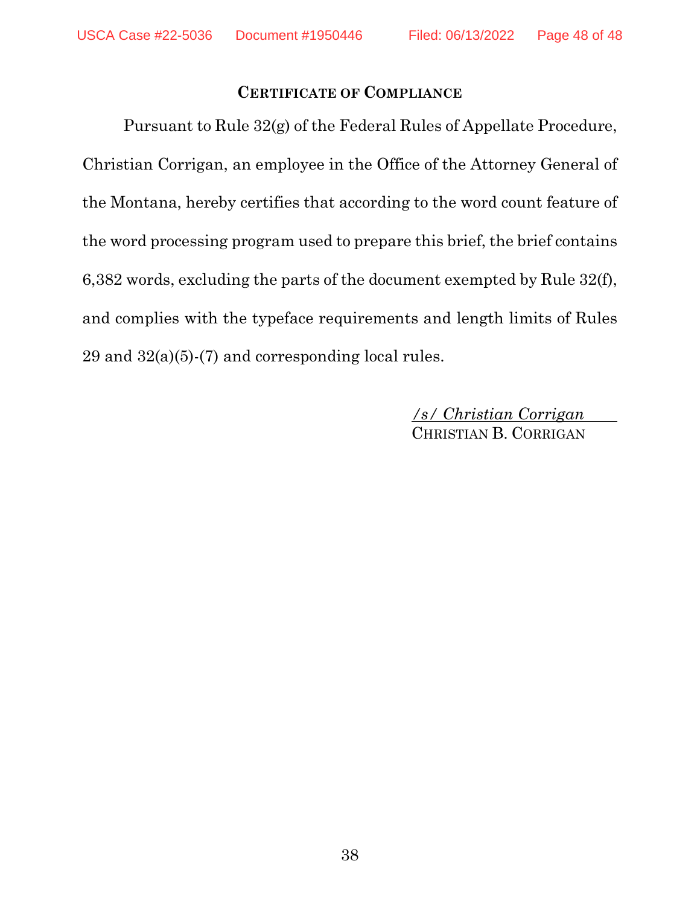## Certificate of Compliance

Pursuant to Rule 32(g) of the Federal Rules of Appellate Procedure, Christian Corrigan, an employee in the Office of the Attorney General of the Montana, hereby certifies that according to the word count feature of the word processing program used to prepare this brief, the brief contains 6,382 words, excluding the parts of the document exempted by Rule 32(f), and complies with the typeface requirements and length limits of Rules 29 and 32(a)(5)-(7) and corresponding local rules.

*/s/ Christian Corrigan*
CHRISTIAN B. CORRIGAN